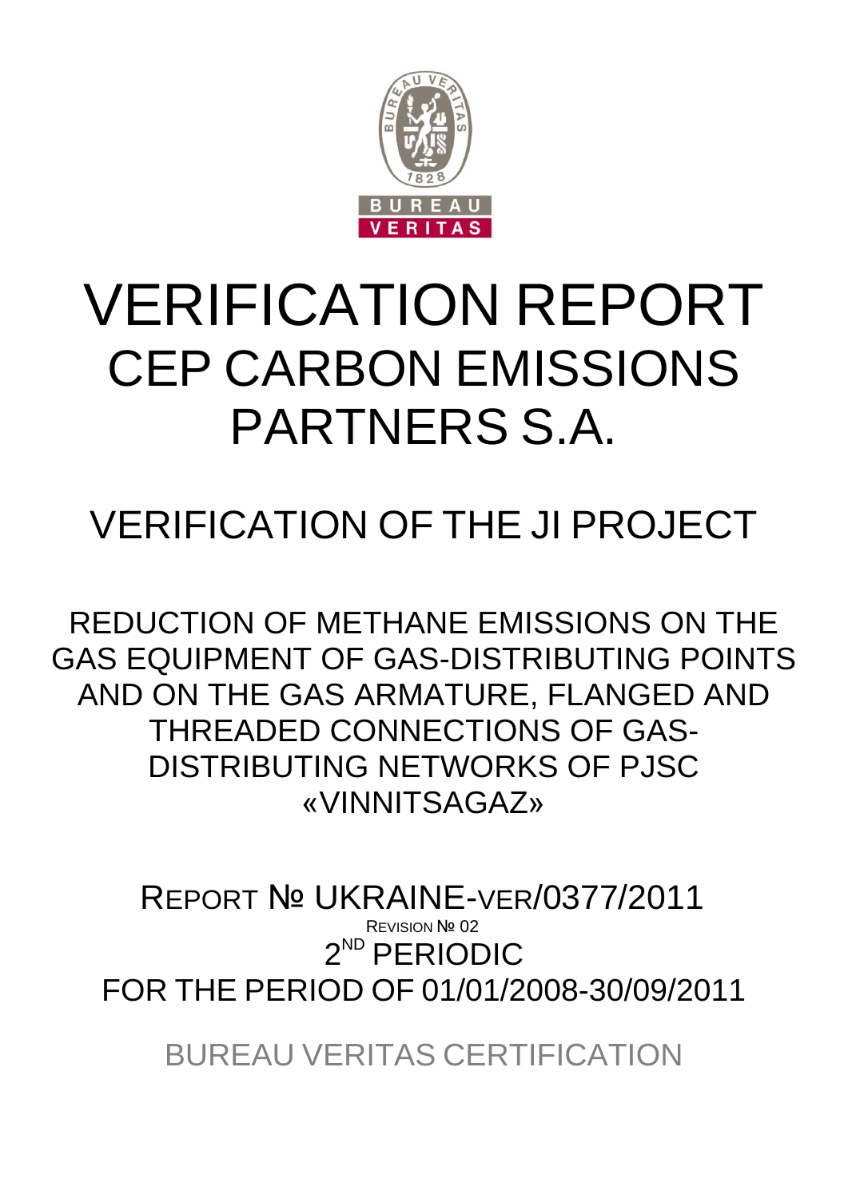# VERIFICATION REPORT
# CEP CARBON EMISSIONS PARTNERS S.A.

## VERIFICATION OF THE JI PROJECT

REDUCTION OF METHANE EMISSIONS ON THE GAS EQUIPMENT OF GAS-DISTRIBUTING POINTS AND ON THE GAS ARMATURE, FLANGED AND THREADED CONNECTIONS OF GAS-DISTRIBUTING NETWORKS OF PJSC «VINNITSAGAZ»

REPORT № UKRAINE-VER/0377/2011

REVISION № 02

2ND PERIODIC

FOR THE PERIOD OF 01/01/2008-30/09/2011

BUREAU VERITAS CERTIFICATION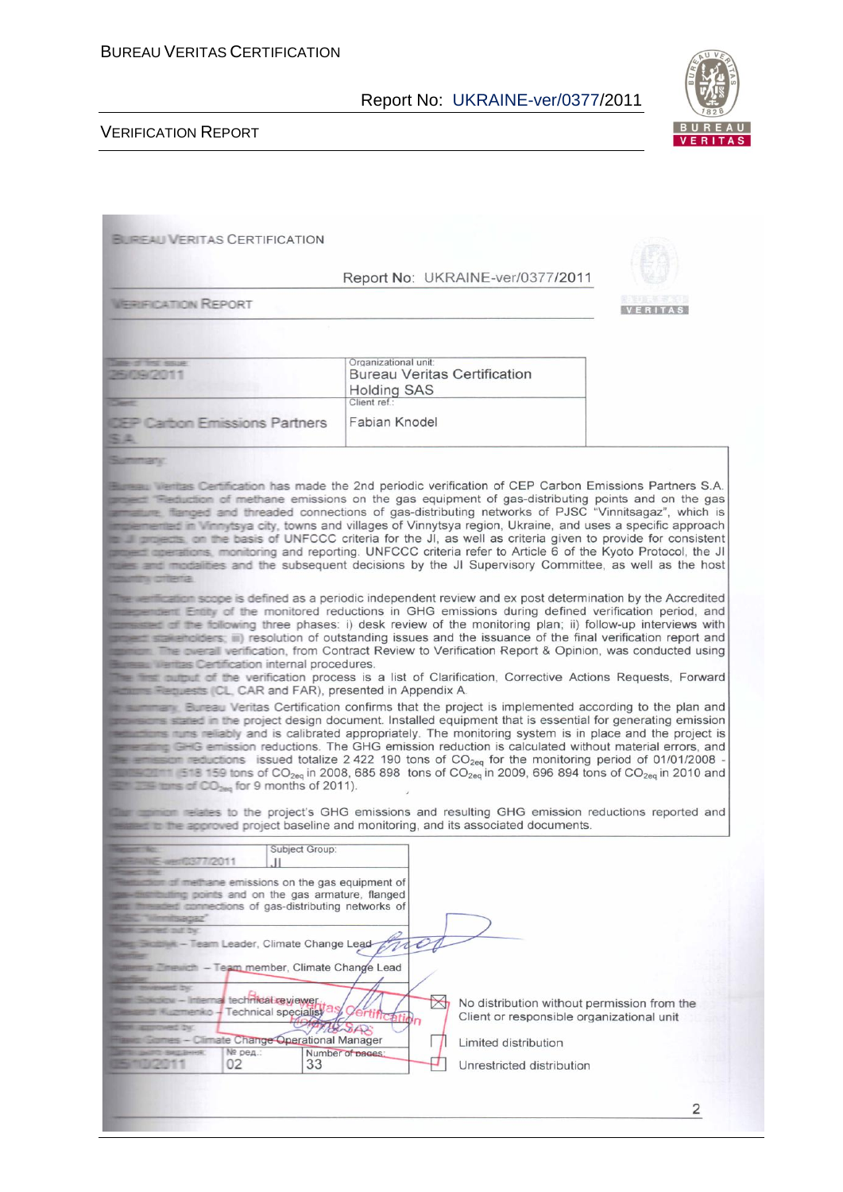BUREAU VERITAS CERTIFICATION

Report No: UKRAINE-ver/0377/2011

VERIFICATION REPORT

| Date of first issue: 25/09/2011 | Organizational unit: Bureau Veritas Certification Holding SAS |
|---|---|
| Client: CEP Carbon Emissions Partners S.A. | Client ref.: Fabian Knodel |

Summary:

Bureau Veritas Certification has made the 2nd periodic verification of CEP Carbon Emissions Partners S.A. project "Reduction of methane emissions on the gas equipment of gas-distributing points and on the gas armature, flanged and threaded connections of gas-distributing networks of PJSC "Vinnitsagaz", which is implemented in Vinnytsya city, towns and villages of Vinnytsya region, Ukraine, and uses a specific approach to JI projects, on the basis of UNFCCC criteria for the JI, as well as criteria given to provide for consistent project operations, monitoring and reporting. UNFCCC criteria refer to Article 6 of the Kyoto Protocol, the JI rules and modalities and the subsequent decisions by the JI Supervisory Committee, as well as the host country criteria.

The verification scope is defined as a periodic independent review and ex post determination by the Accredited Independent Entity of the monitored reductions in GHG emissions during defined verification period, and consisted of the following three phases: i) desk review of the monitoring plan; ii) follow-up interviews with project stakeholders; iii) resolution of outstanding issues and the issuance of the final verification report and opinion. The overall verification, from Contract Review to Verification Report & Opinion, was conducted using Bureau Veritas Certification internal procedures.

The first output of the verification process is a list of Clarification, Corrective Actions Requests, Forward Actions Requests (CL, CAR and FAR), presented in Appendix A.

In summary, Bureau Veritas Certification confirms that the project is implemented according to the plan and provisions stated in the project design document. Installed equipment that is essential for generating emission reductions runs reliably and is calibrated appropriately. The monitoring system is in place and the project is generating GHG emission reductions. The GHG emission reduction is calculated without material errors, and the emission reductions issued totalize 2 422 190 tons of $CO_{2eq}$ for the monitoring period of 01/01/2008 - 30/09/2011 (518 159 tons of $CO_{2eq}$ in 2008, 685 898 tons of $CO_{2eq}$ in 2009, 696 894 tons of $CO_{2eq}$ in 2010 and 521 239 tons of $CO_{2eq}$ for 9 months of 2011).

Our opinion relates to the project's GHG emissions and resulting GHG emission reductions reported and related to the approved project baseline and monitoring, and its associated documents.

| Report No.: UKRAINE-ver/0377/2011 | Subject Group: JI |
|---|---|

Project title:
Reduction of methane emissions on the gas equipment of gas-distributing points and on the gas armature, flanged and threaded connections of gas-distributing networks of PJSC "Vinnitsagaz"

Work carried out by:
Oleg Skoblyk – Team Leader, Climate Change Lead Verifier
Vyacheslav Yeriomin – Team member, Climate Change Lead Verifier

Work reviewed by:
Ivan Sokolov – Internal technical reviewer
Olexandr Kuzmenko – Technical specialist

Work approved by:
Flavio Gomes – Climate Change Operational Manager

| Date of this revision: 05/10/2011 | Rev. No.: 02 | Number of pages: 33 |
|---|---|---|

☒ No distribution without permission from the Client or responsible organizational unit

☐ Limited distribution

☐ Unrestricted distribution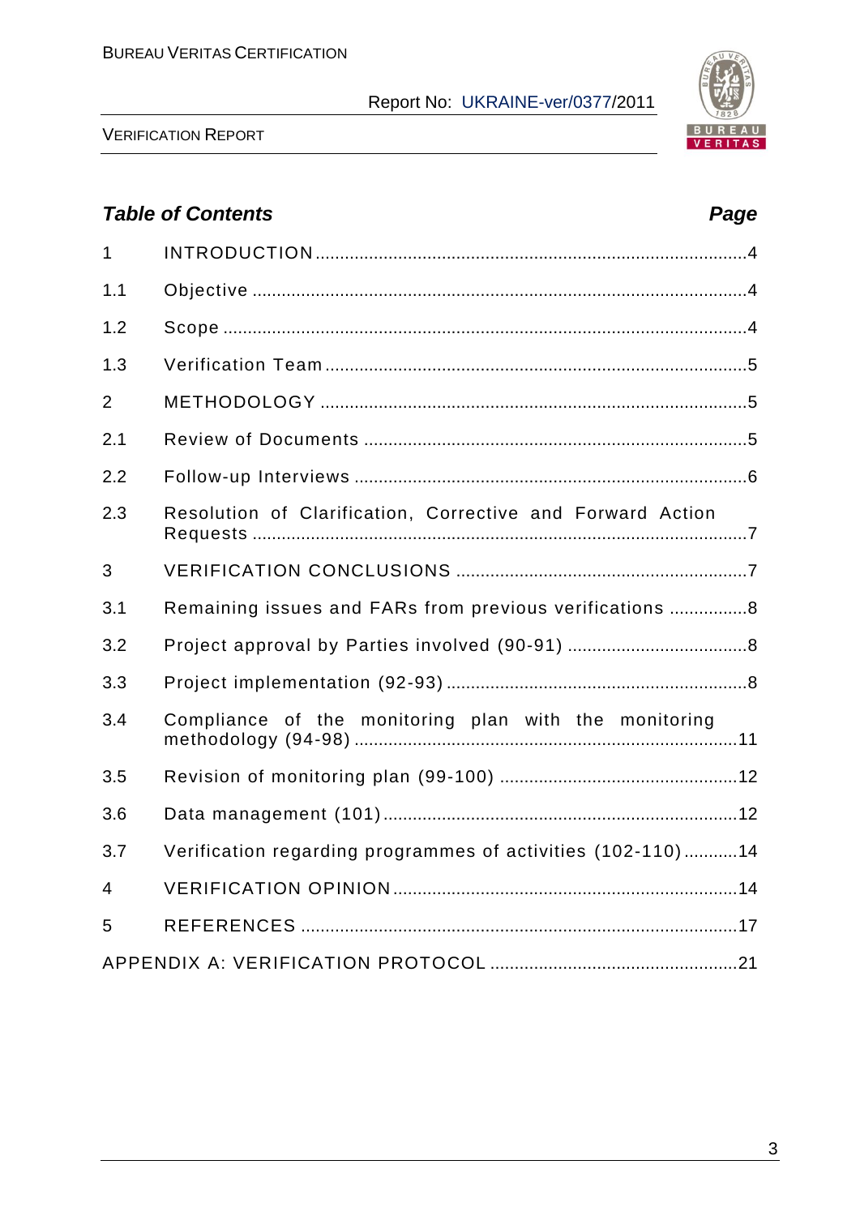***Table of Contents*** **Page**

| | | |
|---|---|---|
| 1 | INTRODUCTION | 4 |
| 1.1 | Objective | 4 |
| 1.2 | Scope | 4 |
| 1.3 | Verification Team | 5 |
| 2 | METHODOLOGY | 5 |
| 2.1 | Review of Documents | 5 |
| 2.2 | Follow-up Interviews | 6 |
| 2.3 | Resolution of Clarification, Corrective and Forward Action Requests | 7 |
| 3 | VERIFICATION CONCLUSIONS | 7 |
| 3.1 | Remaining issues and FARs from previous verifications | 8 |
| 3.2 | Project approval by Parties involved (90-91) | 8 |
| 3.3 | Project implementation (92-93) | 8 |
| 3.4 | Compliance of the monitoring plan with the monitoring methodology (94-98) | 11 |
| 3.5 | Revision of monitoring plan (99-100) | 12 |
| 3.6 | Data management (101) | 12 |
| 3.7 | Verification regarding programmes of activities (102-110) | 14 |
| 4 | VERIFICATION OPINION | 14 |
| 5 | REFERENCES | 17 |
| | APPENDIX A: VERIFICATION PROTOCOL | 21 |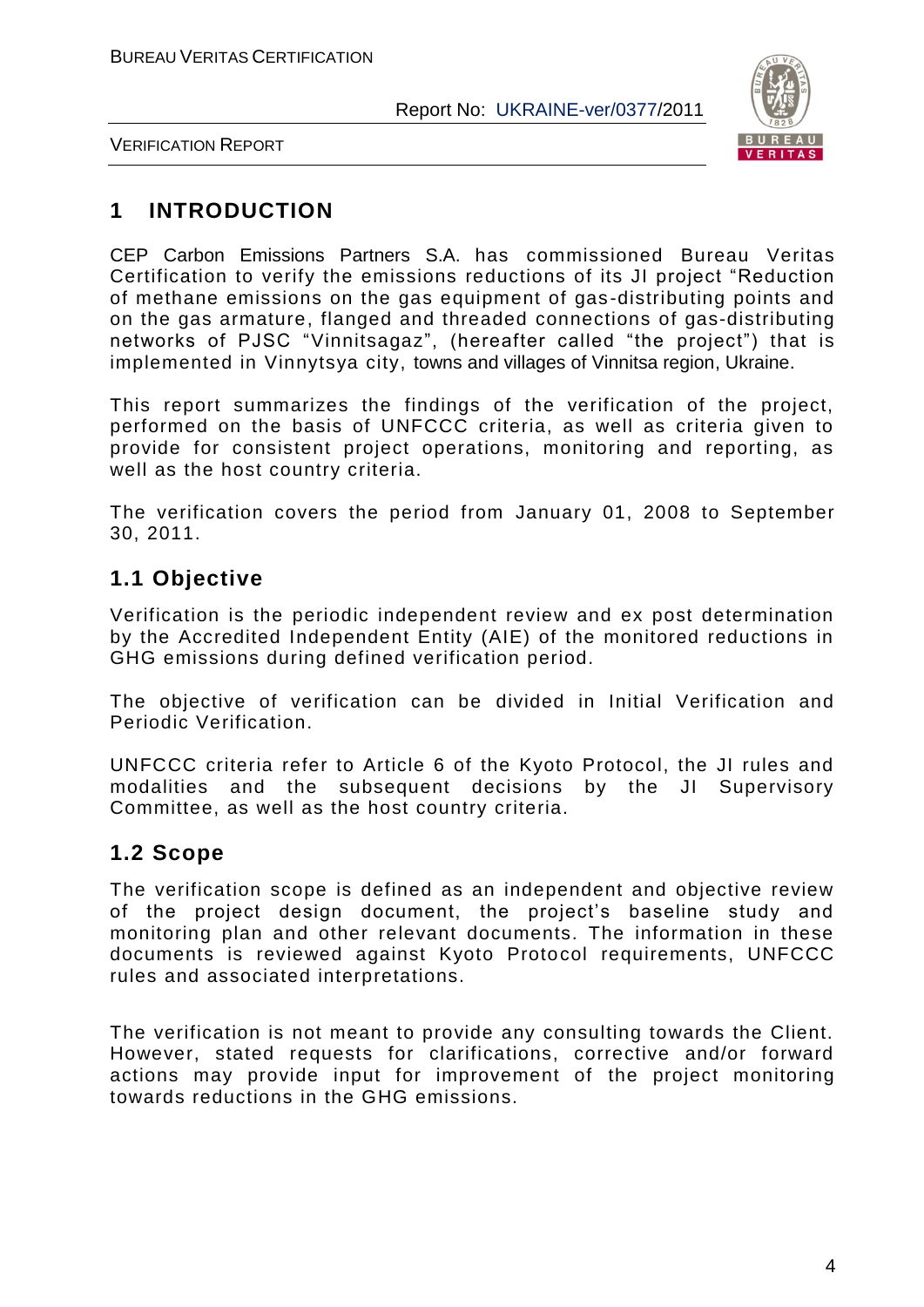# 1 INTRODUCTION

CEP Carbon Emissions Partners S.A. has commissioned Bureau Veritas Certification to verify the emissions reductions of its JI project “Reduction of methane emissions on the gas equipment of gas-distributing points and on the gas armature, flanged and threaded connections of gas-distributing networks of PJSC “Vinnitsagaz”, (hereafter called “the project”) that is implemented in Vinnytsya city, towns and villages of Vinnitsa region, Ukraine.

This report summarizes the findings of the verification of the project, performed on the basis of UNFCCC criteria, as well as criteria given to provide for consistent project operations, monitoring and reporting, as well as the host country criteria.

The verification covers the period from January 01, 2008 to September 30, 2011.

## 1.1 Objective

Verification is the periodic independent review and ex post determination by the Accredited Independent Entity (AIE) of the monitored reductions in GHG emissions during defined verification period.

The objective of verification can be divided in Initial Verification and Periodic Verification.

UNFCCC criteria refer to Article 6 of the Kyoto Protocol, the JI rules and modalities and the subsequent decisions by the JI Supervisory Committee, as well as the host country criteria.

## 1.2 Scope

The verification scope is defined as an independent and objective review of the project design document, the project’s baseline study and monitoring plan and other relevant documents. The information in these documents is reviewed against Kyoto Protocol requirements, UNFCCC rules and associated interpretations.

The verification is not meant to provide any consulting towards the Client. However, stated requests for clarifications, corrective and/or forward actions may provide input for improvement of the project monitoring towards reductions in the GHG emissions.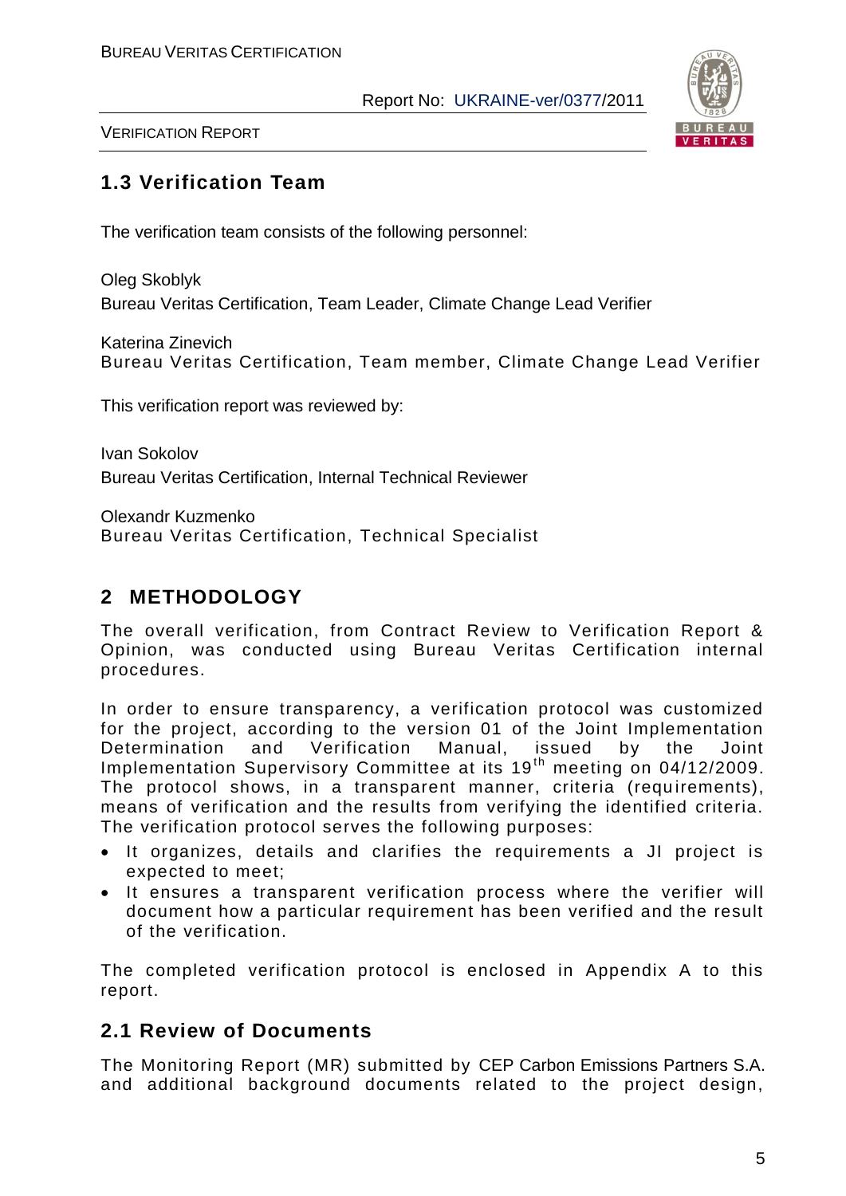## 1.3 Verification Team

The verification team consists of the following personnel:

Oleg Skoblyk
Bureau Veritas Certification, Team Leader, Climate Change Lead Verifier

Katerina Zinevich
Bureau Veritas Certification, Team member, Climate Change Lead Verifier

This verification report was reviewed by:

Ivan Sokolov
Bureau Veritas Certification, Internal Technical Reviewer

Olexandr Kuzmenko
Bureau Veritas Certification, Technical Specialist

# 2 METHODOLOGY

The overall verification, from Contract Review to Verification Report & Opinion, was conducted using Bureau Veritas Certification internal procedures.

In order to ensure transparency, a verification protocol was customized for the project, according to the version 01 of the Joint Implementation Determination and Verification Manual, issued by the Joint Implementation Supervisory Committee at its 19th meeting on 04/12/2009. The protocol shows, in a transparent manner, criteria (requirements), means of verification and the results from verifying the identified criteria. The verification protocol serves the following purposes:

- It organizes, details and clarifies the requirements a JI project is expected to meet;
- It ensures a transparent verification process where the verifier will document how a particular requirement has been verified and the result of the verification.

The completed verification protocol is enclosed in Appendix A to this report.

## 2.1 Review of Documents

The Monitoring Report (MR) submitted by CEP Carbon Emissions Partners S.A. and additional background documents related to the project design,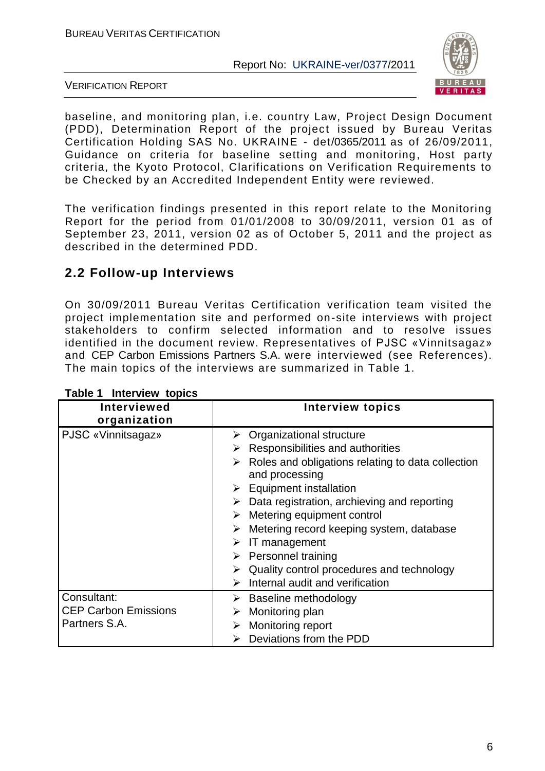baseline, and monitoring plan, i.e. country Law, Project Design Document (PDD), Determination Report of the project issued by Bureau Veritas Certification Holding SAS No. UKRAINE - det/0365/2011 as of 26/09/2011, Guidance on criteria for baseline setting and monitoring, Host party criteria, the Kyoto Protocol, Clarifications on Verification Requirements to be Checked by an Accredited Independent Entity were reviewed.

The verification findings presented in this report relate to the Monitoring Report for the period from 01/01/2008 to 30/09/2011, version 01 as of September 23, 2011, version 02 as of October 5, 2011 and the project as described in the determined PDD.

## 2.2 Follow-up Interviews

On 30/09/2011 Bureau Veritas Certification verification team visited the project implementation site and performed on-site interviews with project stakeholders to confirm selected information and to resolve issues identified in the document review. Representatives of PJSC «Vinnitsagaz» and CEP Carbon Emissions Partners S.A. were interviewed (see References). The main topics of the interviews are summarized in Table 1.

**Table 1 Interview topics**

| Interviewed organization | Interview topics |
|---|---|
| PJSC «Vinnitsagaz» | ➢ Organizational structure<br>➢ Responsibilities and authorities<br>➢ Roles and obligations relating to data collection and processing<br>➢ Equipment installation<br>➢ Data registration, archieving and reporting<br>➢ Metering equipment control<br>➢ Metering record keeping system, database<br>➢ IT management<br>➢ Personnel training<br>➢ Quality control procedures and technology<br>➢ Internal audit and verification |
| Consultant:<br>CEP Carbon Emissions Partners S.A. | ➢ Baseline methodology<br>➢ Monitoring plan<br>➢ Monitoring report<br>➢ Deviations from the PDD |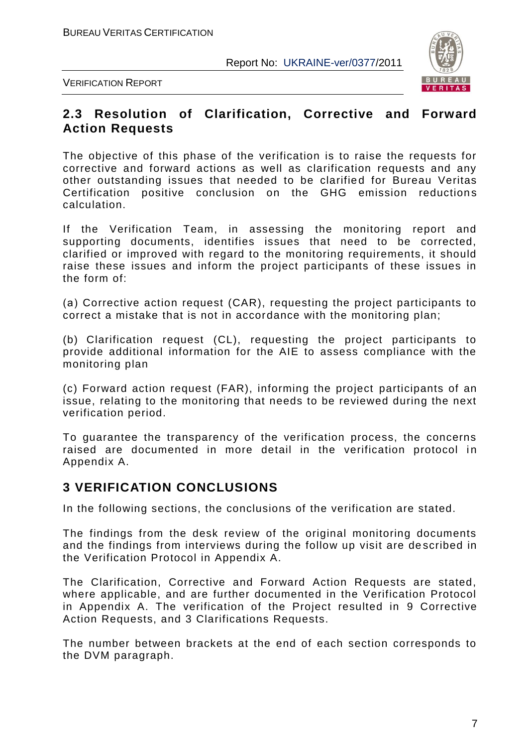## 2.3 Resolution of Clarification, Corrective and Forward Action Requests

The objective of this phase of the verification is to raise the requests for corrective and forward actions as well as clarification requests and any other outstanding issues that needed to be clarified for Bureau Veritas Certification positive conclusion on the GHG emission reductions calculation.

If the Verification Team, in assessing the monitoring report and supporting documents, identifies issues that need to be corrected, clarified or improved with regard to the monitoring requirements, it should raise these issues and inform the project participants of these issues in the form of:

(a) Corrective action request (CAR), requesting the project participants to correct a mistake that is not in accordance with the monitoring plan;

(b) Clarification request (CL), requesting the project participants to provide additional information for the AIE to assess compliance with the monitoring plan

(c) Forward action request (FAR), informing the project participants of an issue, relating to the monitoring that needs to be reviewed during the next verification period.

To guarantee the transparency of the verification process, the concerns raised are documented in more detail in the verification protocol in Appendix A.

# 3 VERIFICATION CONCLUSIONS

In the following sections, the conclusions of the verification are stated.

The findings from the desk review of the original monitoring documents and the findings from interviews during the follow up visit are described in the Verification Protocol in Appendix A.

The Clarification, Corrective and Forward Action Requests are stated, where applicable, and are further documented in the Verification Protocol in Appendix A. The verification of the Project resulted in 9 Corrective Action Requests, and 3 Clarifications Requests.

The number between brackets at the end of each section corresponds to the DVM paragraph.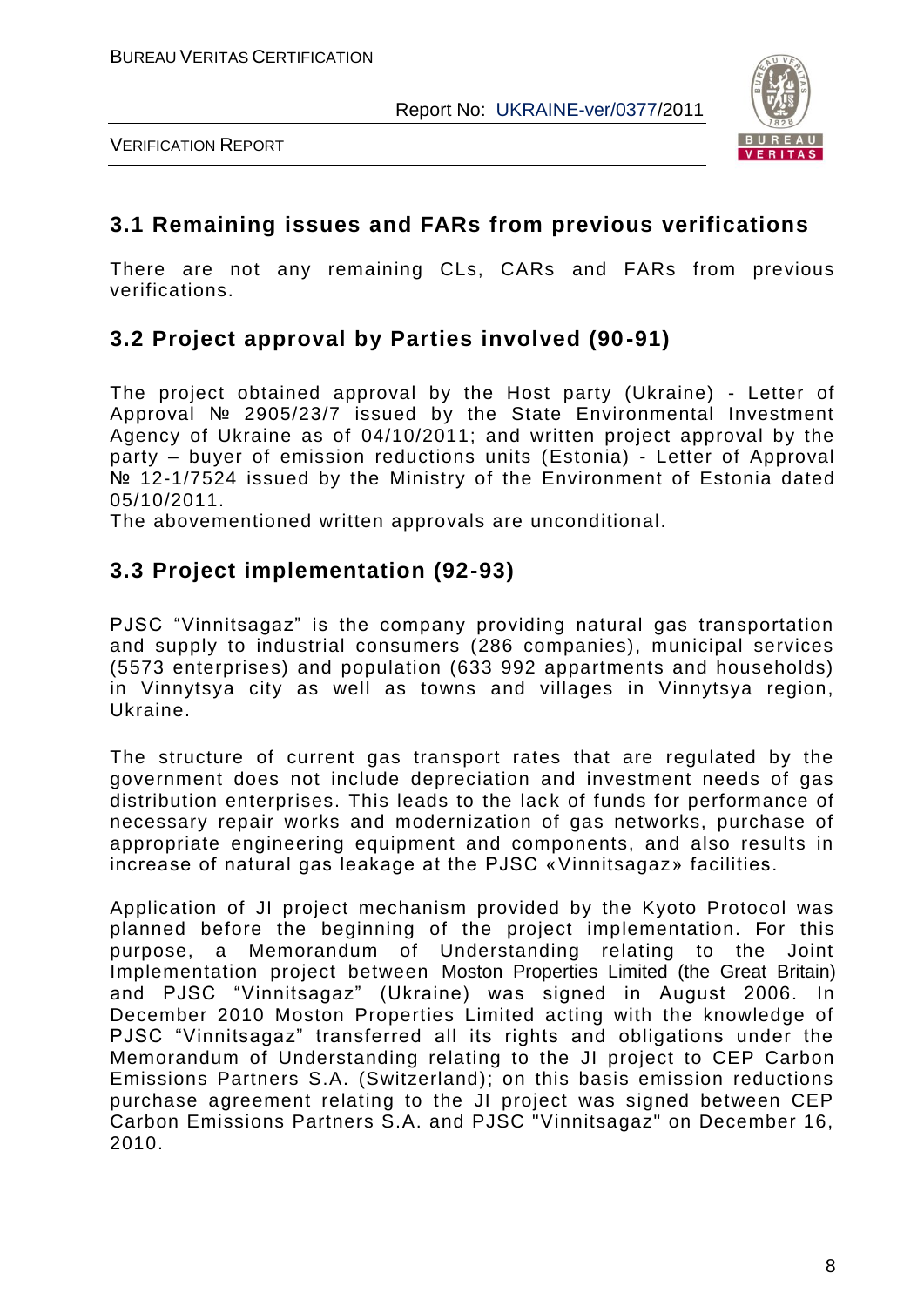## 3.1 Remaining issues and FARs from previous verifications

There are not any remaining CLs, CARs and FARs from previous verifications.

## 3.2 Project approval by Parties involved (90-91)

The project obtained approval by the Host party (Ukraine) - Letter of Approval № 2905/23/7 issued by the State Environmental Investment Agency of Ukraine as of 04/10/2011; and written project approval by the party – buyer of emission reductions units (Estonia) - Letter of Approval № 12-1/7524 issued by the Ministry of the Environment of Estonia dated 05/10/2011.
The abovementioned written approvals are unconditional.

## 3.3 Project implementation (92-93)

PJSC "Vinnitsagaz" is the company providing natural gas transportation and supply to industrial consumers (286 companies), municipal services (5573 enterprises) and population (633 992 appartments and households) in Vinnytsya city as well as towns and villages in Vinnytsya region, Ukraine.

The structure of current gas transport rates that are regulated by the government does not include depreciation and investment needs of gas distribution enterprises. This leads to the lack of funds for performance of necessary repair works and modernization of gas networks, purchase of appropriate engineering equipment and components, and also results in increase of natural gas leakage at the PJSC «Vinnitsagaz» facilities.

Application of JI project mechanism provided by the Kyoto Protocol was planned before the beginning of the project implementation. For this purpose, a Memorandum of Understanding relating to the Joint Implementation project between Moston Properties Limited (the Great Britain) and PJSC "Vinnitsagaz" (Ukraine) was signed in August 2006. In December 2010 Moston Properties Limited acting with the knowledge of PJSC "Vinnitsagaz" transferred all its rights and obligations under the Memorandum of Understanding relating to the JI project to CEP Carbon Emissions Partners S.A. (Switzerland); on this basis emission reductions purchase agreement relating to the JI project was signed between CEP Carbon Emissions Partners S.A. and PJSC "Vinnitsagaz" on December 16, 2010.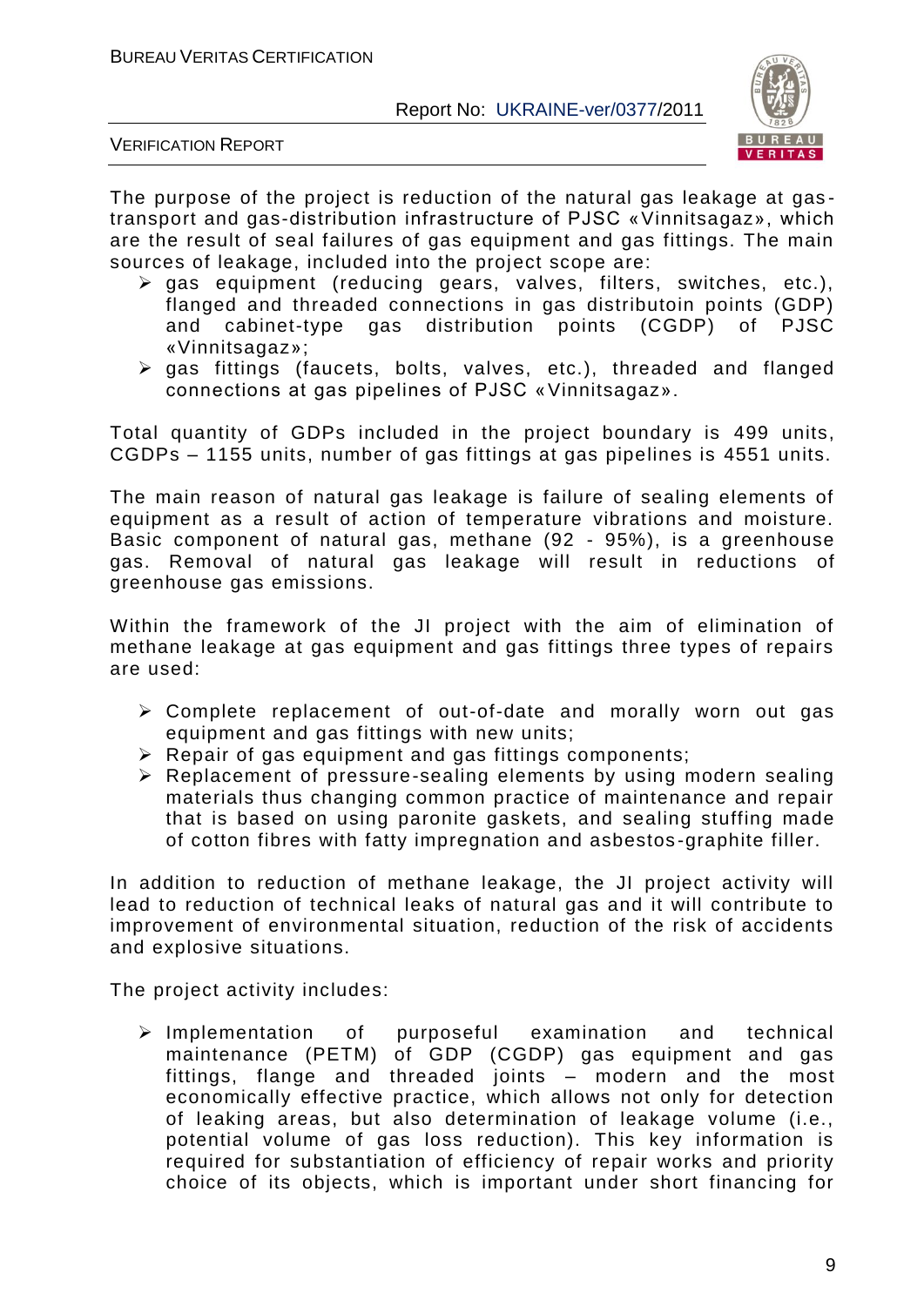The purpose of the project is reduction of the natural gas leakage at gas-transport and gas-distribution infrastructure of PJSC «Vinnitsagaz», which are the result of seal failures of gas equipment and gas fittings. The main sources of leakage, included into the project scope are:

- gas equipment (reducing gears, valves, filters, switches, etc.), flanged and threaded connections in gas distributoin points (GDP) and cabinet-type gas distribution points (CGDP) of PJSC «Vinnitsagaz»;
- gas fittings (faucets, bolts, valves, etc.), threaded and flanged connections at gas pipelines of PJSC «Vinnitsagaz».

Total quantity of GDPs included in the project boundary is 499 units, CGDPs – 1155 units, number of gas fittings at gas pipelines is 4551 units.

The main reason of natural gas leakage is failure of sealing elements of equipment as a result of action of temperature vibrations and moisture. Basic component of natural gas, methane (92 - 95%), is a greenhouse gas. Removal of natural gas leakage will result in reductions of greenhouse gas emissions.

Within the framework of the JI project with the aim of elimination of methane leakage at gas equipment and gas fittings three types of repairs are used:

- Complete replacement of out-of-date and morally worn out gas equipment and gas fittings with new units;
- Repair of gas equipment and gas fittings components;
- Replacement of pressure-sealing elements by using modern sealing materials thus changing common practice of maintenance and repair that is based on using paronite gaskets, and sealing stuffing made of cotton fibres with fatty impregnation and asbestos-graphite filler.

In addition to reduction of methane leakage, the JI project activity will lead to reduction of technical leaks of natural gas and it will contribute to improvement of environmental situation, reduction of the risk of accidents and explosive situations.

The project activity includes:

- Implementation of purposeful examination and technical maintenance (PETM) of GDP (CGDP) gas equipment and gas fittings, flange and threaded joints – modern and the most economically effective practice, which allows not only for detection of leaking areas, but also determination of leakage volume (i.e., potential volume of gas loss reduction). This key information is required for substantiation of efficiency of repair works and priority choice of its objects, which is important under short financing for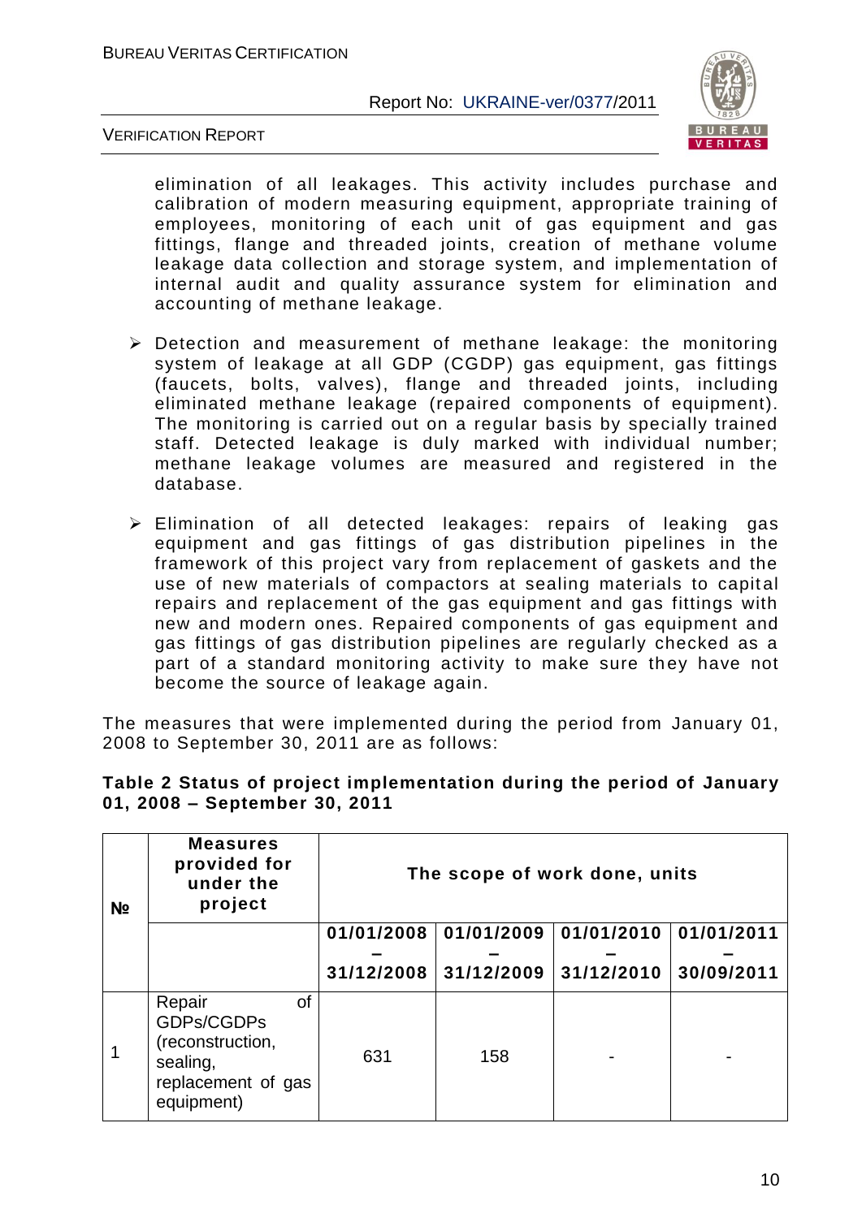elimination of all leakages. This activity includes purchase and calibration of modern measuring equipment, appropriate training of employees, monitoring of each unit of gas equipment and gas fittings, flange and threaded joints, creation of methane volume leakage data collection and storage system, and implementation of internal audit and quality assurance system for elimination and accounting of methane leakage.

- Detection and measurement of methane leakage: the monitoring system of leakage at all GDP (CGDP) gas equipment, gas fittings (faucets, bolts, valves), flange and threaded joints, including eliminated methane leakage (repaired components of equipment). The monitoring is carried out on a regular basis by specially trained staff. Detected leakage is duly marked with individual number; methane leakage volumes are measured and registered in the database.
- Elimination of all detected leakages: repairs of leaking gas equipment and gas fittings of gas distribution pipelines in the framework of this project vary from replacement of gaskets and the use of new materials of compactors at sealing materials to capital repairs and replacement of the gas equipment and gas fittings with new and modern ones. Repaired components of gas equipment and gas fittings of gas distribution pipelines are regularly checked as a part of a standard monitoring activity to make sure they have not become the source of leakage again.

The measures that were implemented during the period from January 01, 2008 to September 30, 2011 are as follows:

**Table 2 Status of project implementation during the period of January 01, 2008 – September 30, 2011**

| № | Measures provided for under the project | The scope of work done, units | | | |
|---|---|---|---|---|---|
| | | 01/01/2008 – 31/12/2008 | 01/01/2009 – 31/12/2009 | 01/01/2010 – 31/12/2010 | 01/01/2011 – 30/09/2011 |
| 1 | Repair of GDPs/CGDPs (reconstruction, sealing, replacement of gas equipment) | 631 | 158 | - | - |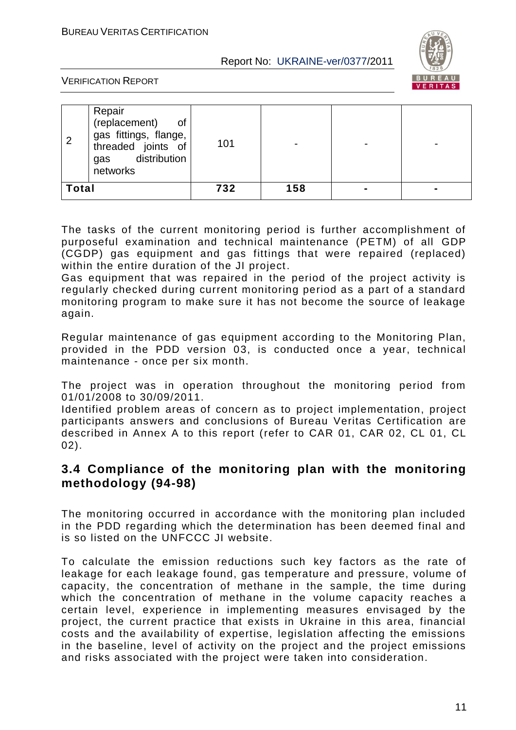| 2 | Repair (replacement) of gas fittings, flange, threaded joints of gas distribution networks | 101 | - | - | - |
|---|---|---|---|---|---|
| **Total** | | **732** | **158** | **-** | **-** |

The tasks of the current monitoring period is further accomplishment of purposeful examination and technical maintenance (PETM) of all GDP (CGDP) gas equipment and gas fittings that were repaired (replaced) within the entire duration of the JI project.

Gas equipment that was repaired in the period of the project activity is regularly checked during current monitoring period as a part of a standard monitoring program to make sure it has not become the source of leakage again.

Regular maintenance of gas equipment according to the Monitoring Plan, provided in the PDD version 03, is conducted once a year, technical maintenance - once per six month.

The project was in operation throughout the monitoring period from 01/01/2008 to 30/09/2011.

Identified problem areas of concern as to project implementation, project participants answers and conclusions of Bureau Veritas Certification are described in Annex A to this report (refer to CAR 01, CAR 02, CL 01, CL 02).

## 3.4 Compliance of the monitoring plan with the monitoring methodology (94-98)

The monitoring occurred in accordance with the monitoring plan included in the PDD regarding which the determination has been deemed final and is so listed on the UNFCCC JI website.

To calculate the emission reductions such key factors as the rate of leakage for each leakage found, gas temperature and pressure, volume of capacity, the concentration of methane in the sample, the time during which the concentration of methane in the volume capacity reaches a certain level, experience in implementing measures envisaged by the project, the current practice that exists in Ukraine in this area, financial costs and the availability of expertise, legislation affecting the emissions in the baseline, level of activity on the project and the project emissions and risks associated with the project were taken into consideration.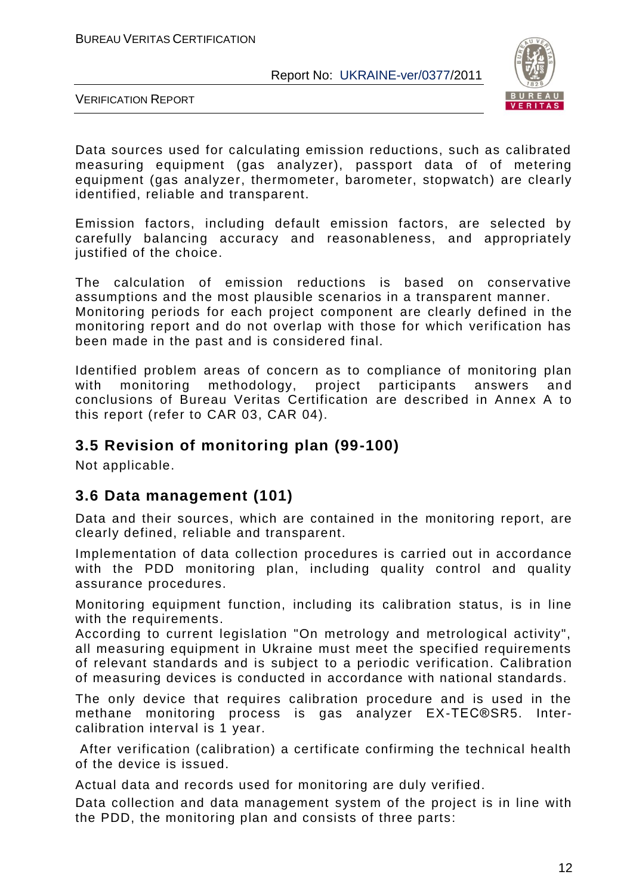Data sources used for calculating emission reductions, such as calibrated measuring equipment (gas analyzer), passport data of of metering equipment (gas analyzer, thermometer, barometer, stopwatch) are clearly identified, reliable and transparent.

Emission factors, including default emission factors, are selected by carefully balancing accuracy and reasonableness, and appropriately justified of the choice.

The calculation of emission reductions is based on conservative assumptions and the most plausible scenarios in a transparent manner. Monitoring periods for each project component are clearly defined in the monitoring report and do not overlap with those for which verification has been made in the past and is considered final.

Identified problem areas of concern as to compliance of monitoring plan with monitoring methodology, project participants answers and conclusions of Bureau Veritas Certification are described in Annex A to this report (refer to CAR 03, CAR 04).

## 3.5 Revision of monitoring plan (99-100)

Not applicable.

## 3.6 Data management (101)

Data and their sources, which are contained in the monitoring report, are clearly defined, reliable and transparent.

Implementation of data collection procedures is carried out in accordance with the PDD monitoring plan, including quality control and quality assurance procedures.

Monitoring equipment function, including its calibration status, is in line with the requirements.
According to current legislation "On metrology and metrological activity", all measuring equipment in Ukraine must meet the specified requirements of relevant standards and is subject to a periodic verification. Calibration of measuring devices is conducted in accordance with national standards.

The only device that requires calibration procedure and is used in the methane monitoring process is gas analyzer EX-TEC®SR5. Inter-calibration interval is 1 year.

After verification (calibration) a certificate confirming the technical health of the device is issued.

Actual data and records used for monitoring are duly verified.

Data collection and data management system of the project is in line with the PDD, the monitoring plan and consists of three parts: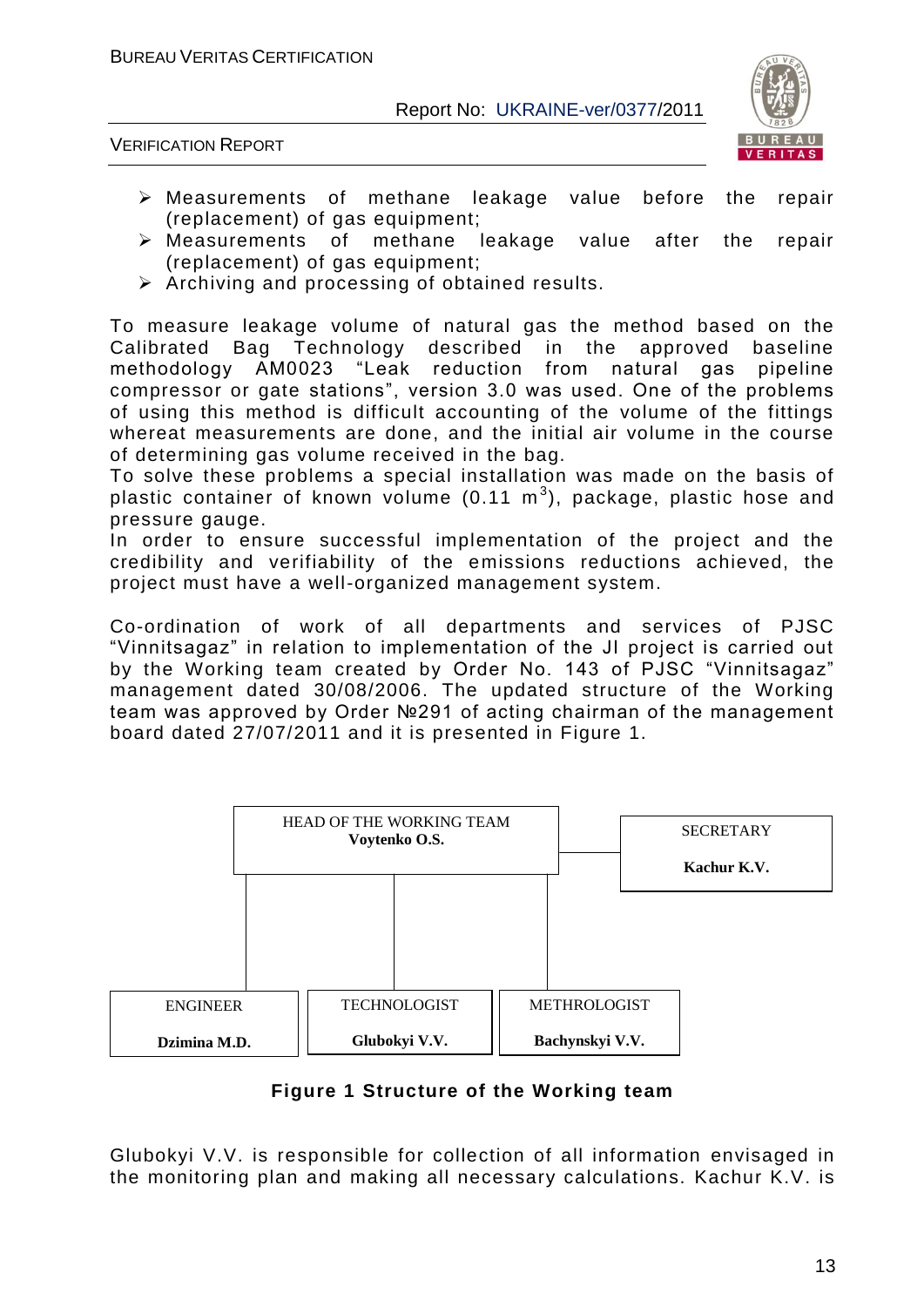- Measurements of methane leakage value before the repair (replacement) of gas equipment;
- Measurements of methane leakage value after the repair (replacement) of gas equipment;
- Archiving and processing of obtained results.

To measure leakage volume of natural gas the method based on the Calibrated Bag Technology described in the approved baseline methodology AM0023 "Leak reduction from natural gas pipeline compressor or gate stations", version 3.0 was used. One of the problems of using this method is difficult accounting of the volume of the fittings whereat measurements are done, and the initial air volume in the course of determining gas volume received in the bag.

To solve these problems a special installation was made on the basis of plastic container of known volume (0.11 $m^3$), package, plastic hose and pressure gauge.

In order to ensure successful implementation of the project and the credibility and verifiability of the emissions reductions achieved, the project must have a well-organized management system.

Co-ordination of work of all departments and services of PJSC "Vinnitsagaz" in relation to implementation of the JI project is carried out by the Working team created by Order No. 143 of PJSC "Vinnitsagaz" management dated 30/08/2006. The updated structure of the Working team was approved by Order №291 of acting chairman of the management board dated 27/07/2011 and it is presented in Figure 1.

HEAD OF THE WORKING TEAM
**Voytenko O.S.**

SECRETARY
**Kachur K.V.**

ENGINEER
**Dzimina M.D.**

TECHNOLOGIST
**Glubokyi V.V.**

METHROLOGIST
**Bachynskyi V.V.**

**Figure 1 Structure of the Working team**

Glubokyi V.V. is responsible for collection of all information envisaged in the monitoring plan and making all necessary calculations. Kachur K.V. is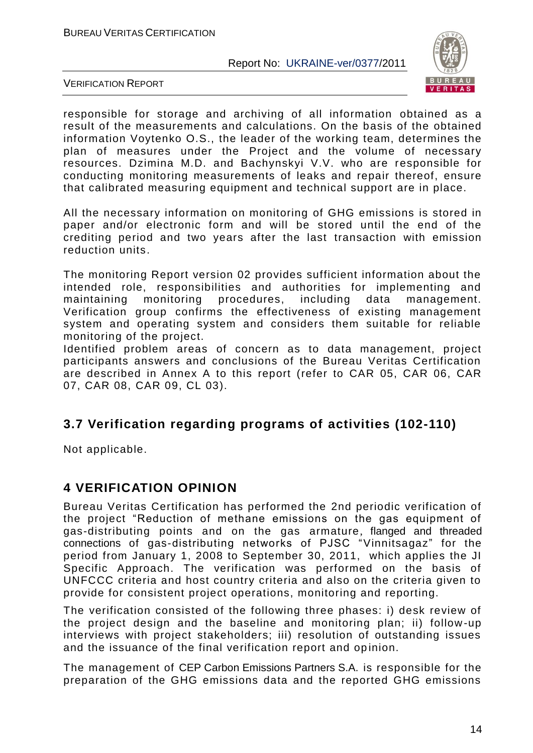responsible for storage and archiving of all information obtained as a result of the measurements and calculations. On the basis of the obtained information Voytenko O.S., the leader of the working team, determines the plan of measures under the Project and the volume of necessary resources. Dzimina M.D. and Bachynskyi V.V. who are responsible for conducting monitoring measurements of leaks and repair thereof, ensure that calibrated measuring equipment and technical support are in place.

All the necessary information on monitoring of GHG emissions is stored in paper and/or electronic form and will be stored until the end of the crediting period and two years after the last transaction with emission reduction units.

The monitoring Report version 02 provides sufficient information about the intended role, responsibilities and authorities for implementing and maintaining monitoring procedures, including data management. Verification group confirms the effectiveness of existing management system and operating system and considers them suitable for reliable monitoring of the project.
Identified problem areas of concern as to data management, project participants answers and conclusions of the Bureau Veritas Certification are described in Annex A to this report (refer to CAR 05, CAR 06, CAR 07, CAR 08, CAR 09, CL 03).

## 3.7 Verification regarding programs of activities (102-110)

Not applicable.

# 4 VERIFICATION OPINION

Bureau Veritas Certification has performed the 2nd periodic verification of the project "Reduction of methane emissions on the gas equipment of gas-distributing points and on the gas armature, flanged and threaded connections of gas-distributing networks of PJSC "Vinnitsagaz" for the period from January 1, 2008 to September 30, 2011, which applies the JI Specific Approach. The verification was performed on the basis of UNFCCC criteria and host country criteria and also on the criteria given to provide for consistent project operations, monitoring and reporting.

The verification consisted of the following three phases: i) desk review of the project design and the baseline and monitoring plan; ii) follow-up interviews with project stakeholders; iii) resolution of outstanding issues and the issuance of the final verification report and opinion.

The management of CEP Carbon Emissions Partners S.A. is responsible for the preparation of the GHG emissions data and the reported GHG emissions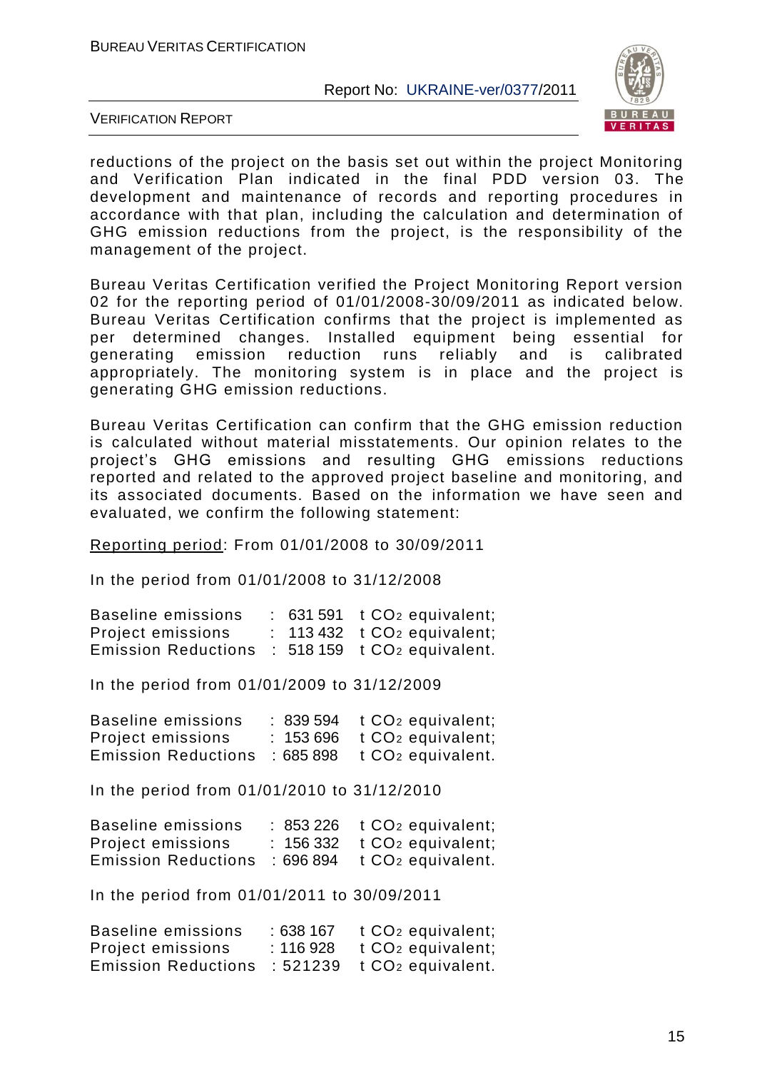reductions of the project on the basis set out within the project Monitoring and Verification Plan indicated in the final PDD version 03. The development and maintenance of records and reporting procedures in accordance with that plan, including the calculation and determination of GHG emission reductions from the project, is the responsibility of the management of the project.

Bureau Veritas Certification verified the Project Monitoring Report version 02 for the reporting period of 01/01/2008-30/09/2011 as indicated below. Bureau Veritas Certification confirms that the project is implemented as per determined changes. Installed equipment being essential for generating emission reduction runs reliably and is calibrated appropriately. The monitoring system is in place and the project is generating GHG emission reductions.

Bureau Veritas Certification can confirm that the GHG emission reduction is calculated without material misstatements. Our opinion relates to the project's GHG emissions and resulting GHG emissions reductions reported and related to the approved project baseline and monitoring, and its associated documents. Based on the information we have seen and evaluated, we confirm the following statement:

Reporting period: From 01/01/2008 to 30/09/2011

In the period from 01/01/2008 to 31/12/2008

Baseline emissions : 631 591 t $CO_2$ equivalent;
Project emissions : 113 432 t $CO_2$ equivalent;
Emission Reductions : 518 159 t $CO_2$ equivalent.

In the period from 01/01/2009 to 31/12/2009

Baseline emissions : 839 594 t $CO_2$ equivalent;
Project emissions : 153 696 t $CO_2$ equivalent;
Emission Reductions : 685 898 t $CO_2$ equivalent.

In the period from 01/01/2010 to 31/12/2010

Baseline emissions : 853 226 t $CO_2$ equivalent;
Project emissions : 156 332 t $CO_2$ equivalent;
Emission Reductions : 696 894 t $CO_2$ equivalent.

In the period from 01/01/2011 to 30/09/2011

Baseline emissions : 638 167 t $CO_2$ equivalent;
Project emissions : 116 928 t $CO_2$ equivalent;
Emission Reductions : 521239 t $CO_2$ equivalent.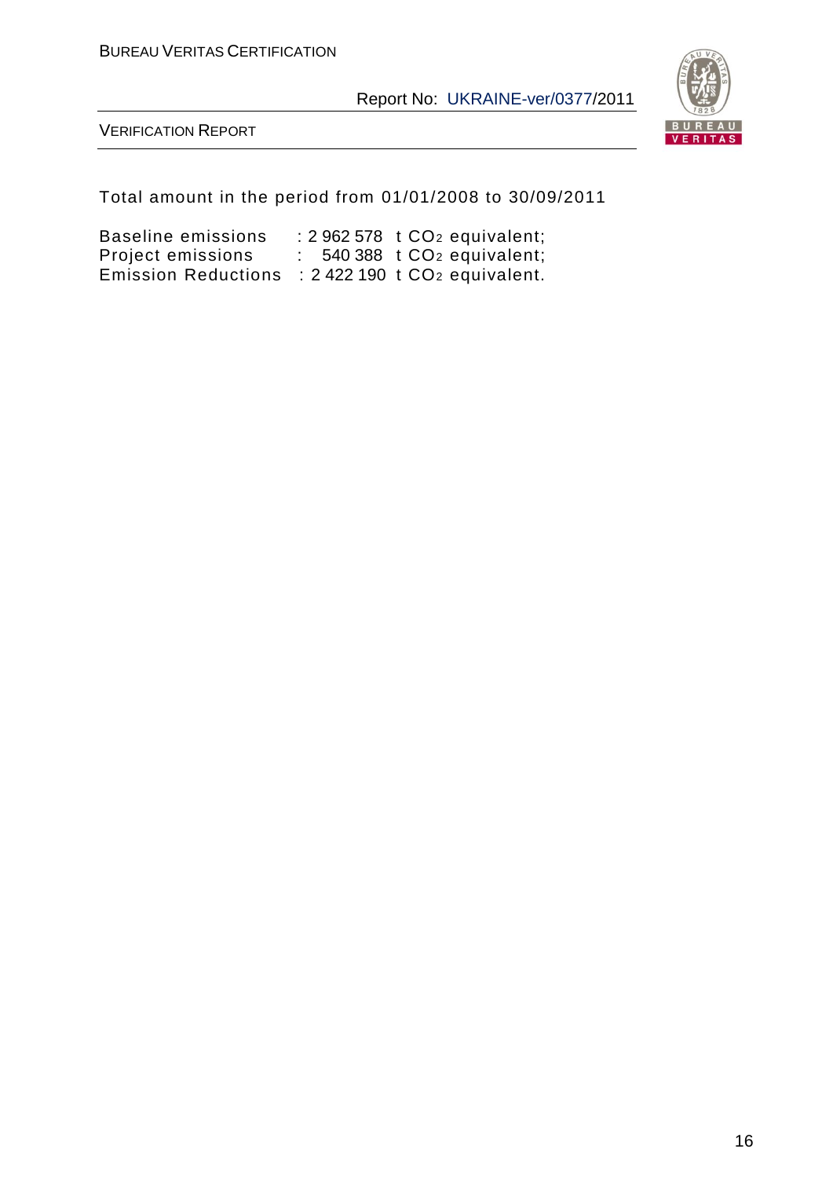Total amount in the period from 01/01/2008 to 30/09/2011

Baseline emissions : 2 962 578 t $CO_2$ equivalent;
Project emissions : 540 388 t $CO_2$ equivalent;
Emission Reductions : 2 422 190 t $CO_2$ equivalent.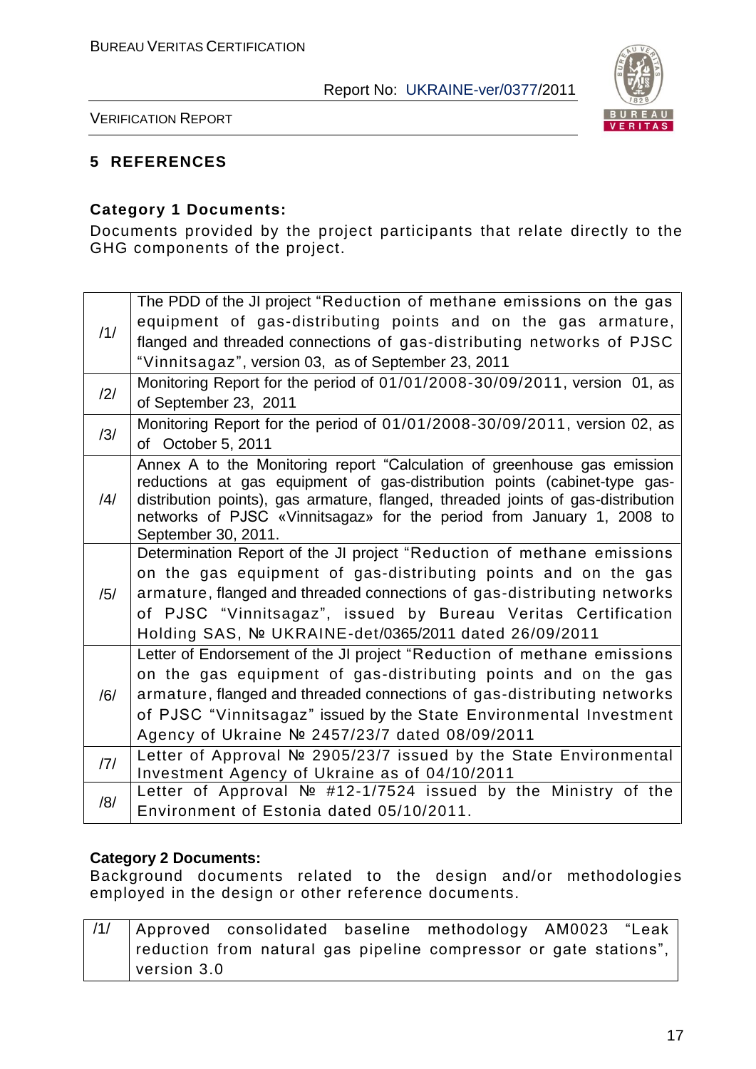## 5 REFERENCES

**Category 1 Documents:**

Documents provided by the project participants that relate directly to the GHG components of the project.

| | |
|---|---|
| /1/ | The PDD of the JI project "Reduction of methane emissions on the gas equipment of gas-distributing points and on the gas armature, flanged and threaded connections of gas-distributing networks of PJSC "Vinnitsagaz", version 03, as of September 23, 2011 |
| /2/ | Monitoring Report for the period of 01/01/2008-30/09/2011, version 01, as of September 23, 2011 |
| /3/ | Monitoring Report for the period of 01/01/2008-30/09/2011, version 02, as of October 5, 2011 |
| /4/ | Annex A to the Monitoring report "Calculation of greenhouse gas emission reductions at gas equipment of gas-distribution points (cabinet-type gas-distribution points), gas armature, flanged, threaded joints of gas-distribution networks of PJSC «Vinnitsagaz» for the period from January 1, 2008 to September 30, 2011. |
| /5/ | Determination Report of the JI project "Reduction of methane emissions on the gas equipment of gas-distributing points and on the gas armature, flanged and threaded connections of gas-distributing networks of PJSC "Vinnitsagaz", issued by Bureau Veritas Certification Holding SAS, № UKRAINE-det/0365/2011 dated 26/09/2011 |
| /6/ | Letter of Endorsement of the JI project "Reduction of methane emissions on the gas equipment of gas-distributing points and on the gas armature, flanged and threaded connections of gas-distributing networks of PJSC "Vinnitsagaz" issued by the State Environmental Investment Agency of Ukraine № 2457/23/7 dated 08/09/2011 |
| /7/ | Letter of Approval № 2905/23/7 issued by the State Environmental Investment Agency of Ukraine as of 04/10/2011 |
| /8/ | Letter of Approval № #12-1/7524 issued by the Ministry of the Environment of Estonia dated 05/10/2011. |

**Category 2 Documents:**

Background documents related to the design and/or methodologies employed in the design or other reference documents.

| | |
|---|---|
| /1/ | Approved consolidated baseline methodology AM0023 "Leak reduction from natural gas pipeline compressor or gate stations", version 3.0 |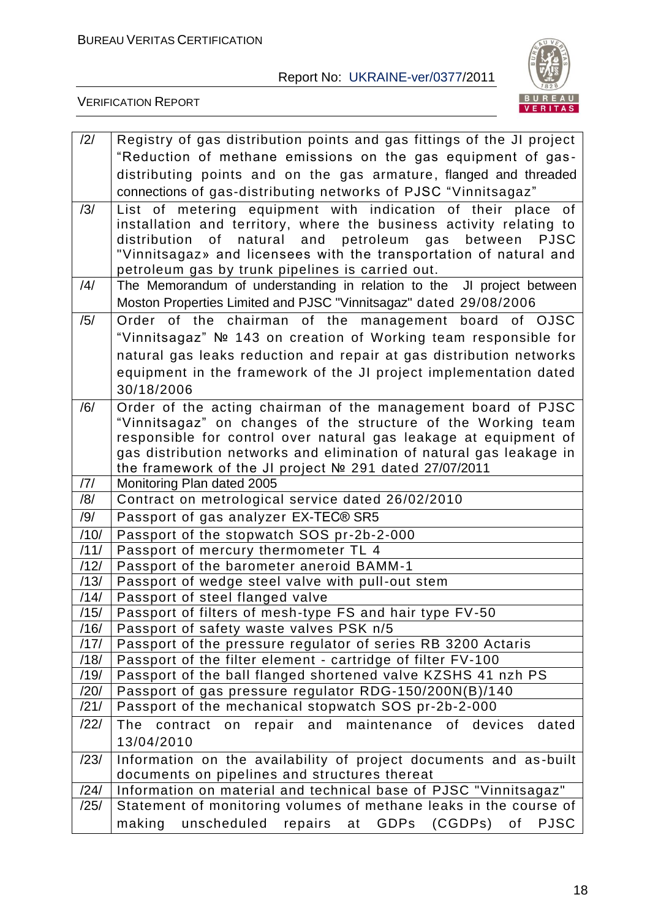| | |
|---|---|
| /2/ | Registry of gas distribution points and gas fittings of the JI project “Reduction of methane emissions on the gas equipment of gas-distributing points and on the gas armature, flanged and threaded connections of gas-distributing networks of PJSC “Vinnitsagaz” |
| /3/ | List of metering equipment with indication of their place of installation and territory, where the business activity relating to distribution of natural and petroleum gas between PJSC "Vinnitsagaz» and licensees with the transportation of natural and petroleum gas by trunk pipelines is carried out. |
| /4/ | The Memorandum of understanding in relation to the JI project between Moston Properties Limited and PJSC "Vinnitsagaz" dated 29/08/2006 |
| /5/ | Order of the chairman of the management board of OJSC “Vinnitsagaz” № 143 on creation of Working team responsible for natural gas leaks reduction and repair at gas distribution networks equipment in the framework of the JI project implementation dated 30/18/2006 |
| /6/ | Order of the acting chairman of the management board of PJSC “Vinnitsagaz” on changes of the structure of the Working team responsible for control over natural gas leakage at equipment of gas distribution networks and elimination of natural gas leakage in the framework of the JI project № 291 dated 27/07/2011 |
| /7/ | Monitoring Plan dated 2005 |
| /8/ | Contract on metrological service dated 26/02/2010 |
| /9/ | Passport of gas analyzer EX-TEC® SR5 |
| /10/ | Passport of the stopwatch SOS pr-2b-2-000 |
| /11/ | Passport of mercury thermometer TL 4 |
| /12/ | Passport of the barometer aneroid BAMM-1 |
| /13/ | Passport of wedge steel valve with pull-out stem |
| /14/ | Passport of steel flanged valve |
| /15/ | Passport of filters of mesh-type FS and hair type FV-50 |
| /16/ | Passport of safety waste valves PSK n/5 |
| /17/ | Passport of the pressure regulator of series RB 3200 Actaris |
| /18/ | Passport of the filter element - cartridge of filter FV-100 |
| /19/ | Passport of the ball flanged shortened valve KZSHS 41 nzh PS |
| /20/ | Passport of gas pressure regulator RDG-150/200N(B)/140 |
| /21/ | Passport of the mechanical stopwatch SOS pr-2b-2-000 |
| /22/ | The contract on repair and maintenance of devices dated 13/04/2010 |
| /23/ | Information on the availability of project documents and as-built documents on pipelines and structures thereat |
| /24/ | Information on material and technical base of PJSC "Vinnitsagaz" |
| /25/ | Statement of monitoring volumes of methane leaks in the course of making unscheduled repairs at GDPs (CGDPs) of PJSC |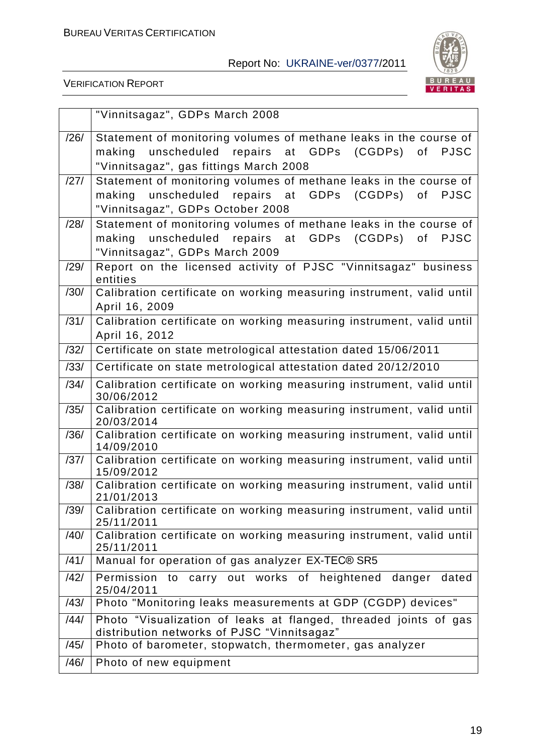| | |
|---|---|
| | "Vinnitsagaz", GDPs March 2008 |
| /26/ | Statement of monitoring volumes of methane leaks in the course of making unscheduled repairs at GDPs (CGDPs) of PJSC "Vinnitsagaz", gas fittings March 2008 |
| /27/ | Statement of monitoring volumes of methane leaks in the course of making unscheduled repairs at GDPs (CGDPs) of PJSC "Vinnitsagaz", GDPs October 2008 |
| /28/ | Statement of monitoring volumes of methane leaks in the course of making unscheduled repairs at GDPs (CGDPs) of PJSC "Vinnitsagaz", GDPs March 2009 |
| /29/ | Report on the licensed activity of PJSC "Vinnitsagaz" business entities |
| /30/ | Calibration certificate on working measuring instrument, valid until April 16, 2009 |
| /31/ | Calibration certificate on working measuring instrument, valid until April 16, 2012 |
| /32/ | Certificate on state metrological attestation dated 15/06/2011 |
| /33/ | Certificate on state metrological attestation dated 20/12/2010 |
| /34/ | Calibration certificate on working measuring instrument, valid until 30/06/2012 |
| /35/ | Calibration certificate on working measuring instrument, valid until 20/03/2014 |
| /36/ | Calibration certificate on working measuring instrument, valid until 14/09/2010 |
| /37/ | Calibration certificate on working measuring instrument, valid until 15/09/2012 |
| /38/ | Calibration certificate on working measuring instrument, valid until 21/01/2013 |
| /39/ | Calibration certificate on working measuring instrument, valid until 25/11/2011 |
| /40/ | Calibration certificate on working measuring instrument, valid until 25/11/2011 |
| /41/ | Manual for operation of gas analyzer EX-TEC® SR5 |
| /42/ | Permission to carry out works of heightened danger dated 25/04/2011 |
| /43/ | Photo "Monitoring leaks measurements at GDP (CGDP) devices" |
| /44/ | Photo "Visualization of leaks at flanged, threaded joints of gas distribution networks of PJSC "Vinnitsagaz" |
| /45/ | Photo of barometer, stopwatch, thermometer, gas analyzer |
| /46/ | Photo of new equipment |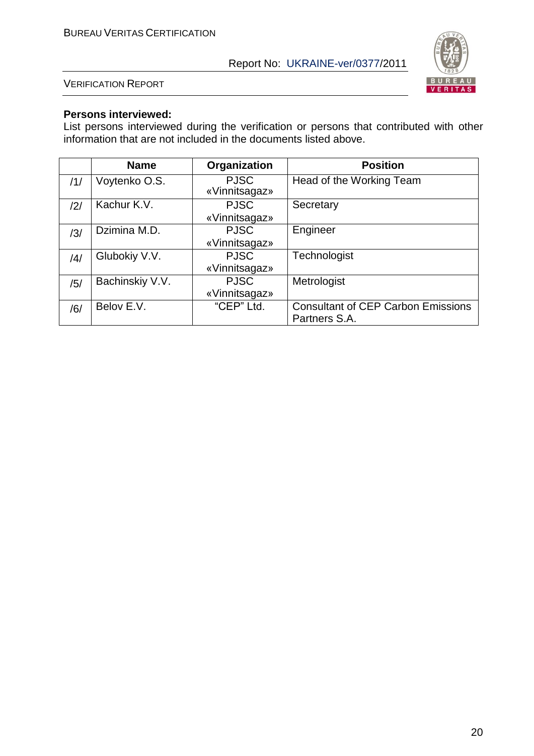**Persons interviewed:**

List persons interviewed during the verification or persons that contributed with other information that are not included in the documents listed above.

| | Name | Organization | Position |
|---|---|---|---|
| /1/ | Voytenko O.S. | PJSC «Vinnitsagaz» | Head of the Working Team |
| /2/ | Kachur K.V. | PJSC «Vinnitsagaz» | Secretary |
| /3/ | Dzimina M.D. | PJSC «Vinnitsagaz» | Engineer |
| /4/ | Glubokiy V.V. | PJSC «Vinnitsagaz» | Technologist |
| /5/ | Bachinskiy V.V. | PJSC «Vinnitsagaz» | Metrologist |
| /6/ | Belov E.V. | "CEP" Ltd. | Consultant of CEP Carbon Emissions Partners S.A. |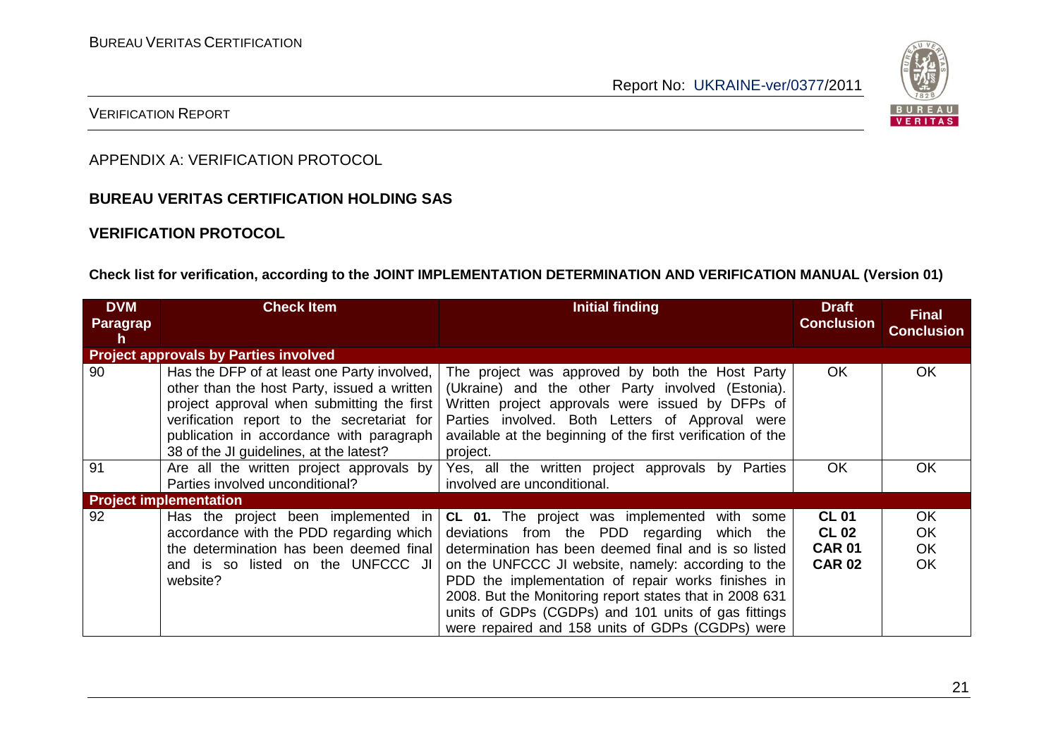APPENDIX A: VERIFICATION PROTOCOL

**BUREAU VERITAS CERTIFICATION HOLDING SAS**

**VERIFICATION PROTOCOL**

**Check list for verification, according to the JOINT IMPLEMENTATION DETERMINATION AND VERIFICATION MANUAL (Version 01)**

| DVM Paragraph | Check Item | Initial finding | Draft Conclusion | Final Conclusion |
|---|---|---|---|---|
| **Project approvals by Parties involved** | | | | |
| 90 | Has the DFP of at least one Party involved, other than the host Party, issued a written project approval when submitting the first verification report to the secretariat for publication in accordance with paragraph 38 of the JI guidelines, at the latest? | The project was approved by both the Host Party (Ukraine) and the other Party involved (Estonia). Written project approvals were issued by DFPs of Parties involved. Both Letters of Approval were available at the beginning of the first verification of the project. | OK | OK |
| 91 | Are all the written project approvals by Parties involved unconditional? | Yes, all the written project approvals by Parties involved are unconditional. | OK | OK |
| **Project implementation** | | | | |
| 92 | Has the project been implemented in accordance with the PDD regarding which the determination has been deemed final and is so listed on the UNFCCC JI website? | **CL 01.** The project was implemented with some deviations from the PDD regarding which the determination has been deemed final and is so listed on the UNFCCC JI website, namely: according to the PDD the implementation of repair works finishes in 2008. But the Monitoring report states that in 2008 631 units of GDPs (CGDPs) and 101 units of gas fittings were repaired and 158 units of GDPs (CGDPs) were | **CL 01**<br>**CL 02**<br>**CAR 01**<br>**CAR 02** | OK<br>OK<br>OK<br>OK |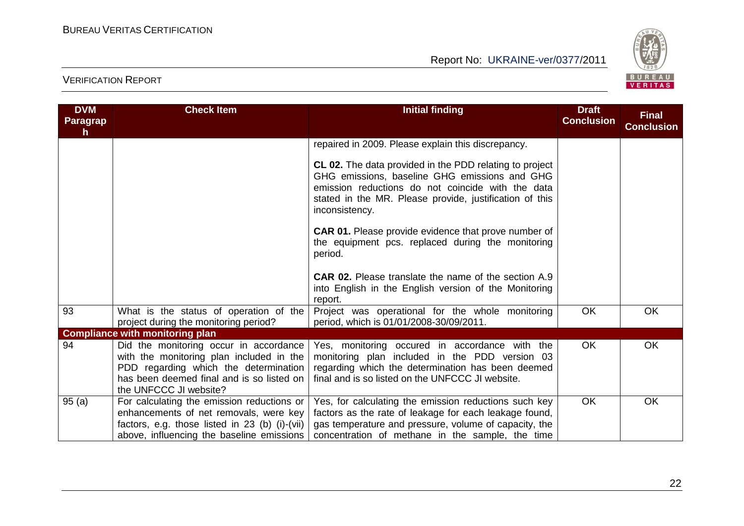| DVM Paragraph | Check Item | Initial finding | Draft Conclusion | Final Conclusion |
|---|---|---|---|---|
| | | repaired in 2009. Please explain this discrepancy.<br><br>**CL 02.** The data provided in the PDD relating to project GHG emissions, baseline GHG emissions and GHG emission reductions do not coincide with the data stated in the MR. Please provide, justification of this inconsistency.<br><br>**CAR 01.** Please provide evidence that prove number of the equipment pcs. replaced during the monitoring period.<br><br>**CAR 02.** Please translate the name of the section A.9 into English in the English version of the Monitoring report. | | |
| 93 | What is the status of operation of the project during the monitoring period? | Project was operational for the whole monitoring period, which is 01/01/2008-30/09/2011. | OK | OK |
| **Compliance with monitoring plan** | | | | |
| 94 | Did the monitoring occur in accordance with the monitoring plan included in the PDD regarding which the determination has been deemed final and is so listed on the UNFCCC JI website? | Yes, monitoring occured in accordance with the monitoring plan included in the PDD version 03 regarding which the determination has been deemed final and is so listed on the UNFCCC JI website. | OK | OK |
| 95 (a) | For calculating the emission reductions or enhancements of net removals, were key factors, e.g. those listed in 23 (b) (i)-(vii) above, influencing the baseline emissions | Yes, for calculating the emission reductions such key factors as the rate of leakage for each leakage found, gas temperature and pressure, volume of capacity, the concentration of methane in the sample, the time | OK | OK |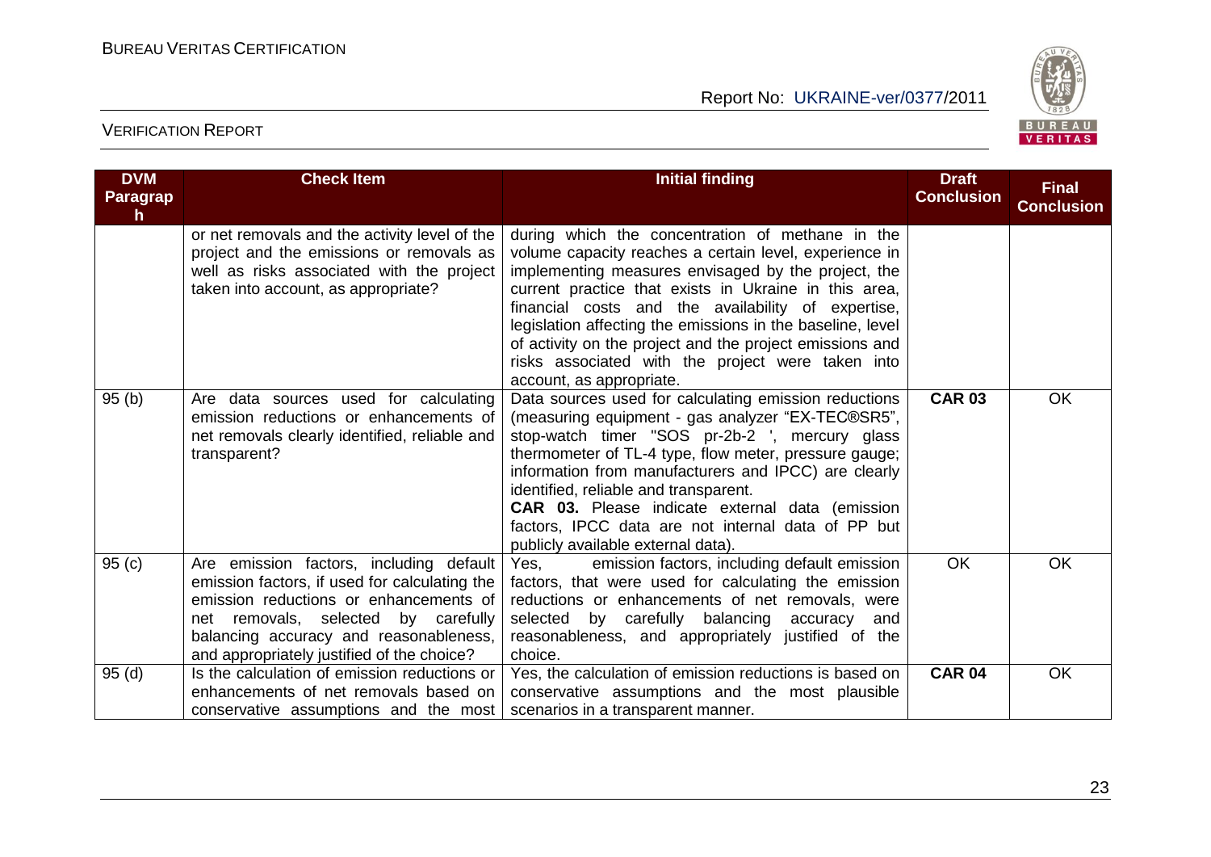| DVM Paragraph | Check Item | Initial finding | Draft Conclusion | Final Conclusion |
|---|---|---|---|---|
| | or net removals and the activity level of the project and the emissions or removals as well as risks associated with the project taken into account, as appropriate? | during which the concentration of methane in the volume capacity reaches a certain level, experience in implementing measures envisaged by the project, the current practice that exists in Ukraine in this area, financial costs and the availability of expertise, legislation affecting the emissions in the baseline, level of activity on the project and the project emissions and risks associated with the project were taken into account, as appropriate. | | |
| 95 (b) | Are data sources used for calculating emission reductions or enhancements of net removals clearly identified, reliable and transparent? | Data sources used for calculating emission reductions (measuring equipment - gas analyzer "EX-TEC®SR5", stop-watch timer "SOS pr-2b-2 ', mercury glass thermometer of TL-4 type, flow meter, pressure gauge; information from manufacturers and IPCC) are clearly identified, reliable and transparent.<br>**CAR 03.** Please indicate external data (emission factors, IPCC data are not internal data of PP but publicly available external data). | **CAR 03** | OK |
| 95 (c) | Are emission factors, including default emission factors, if used for calculating the emission reductions or enhancements of net removals, selected by carefully balancing accuracy and reasonableness, and appropriately justified of the choice? | Yes, emission factors, including default emission factors, that were used for calculating the emission reductions or enhancements of net removals, were selected by carefully balancing accuracy and reasonableness, and appropriately justified of the choice. | OK | OK |
| 95 (d) | Is the calculation of emission reductions or enhancements of net removals based on conservative assumptions and the most | Yes, the calculation of emission reductions is based on conservative assumptions and the most plausible scenarios in a transparent manner. | **CAR 04** | OK |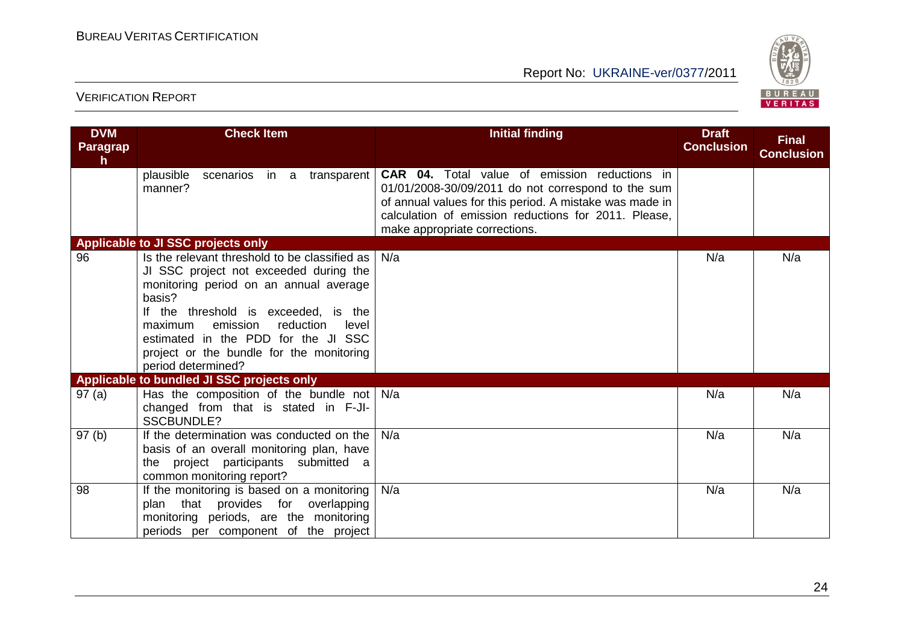| DVM Paragraph | Check Item | Initial finding | Draft Conclusion | Final Conclusion |
|---|---|---|---|---|
| | plausible scenarios in a transparent manner? | **CAR 04.** Total value of emission reductions in 01/01/2008-30/09/2011 do not correspond to the sum of annual values for this period. A mistake was made in calculation of emission reductions for 2011. Please, make appropriate corrections. | | |
| **Applicable to JI SSC projects only** | | | | |
| 96 | Is the relevant threshold to be classified as JI SSC project not exceeded during the monitoring period on an annual average basis? If the threshold is exceeded, is the maximum emission reduction level estimated in the PDD for the JI SSC project or the bundle for the monitoring period determined? | N/a | N/a | N/a |
| **Applicable to bundled JI SSC projects only** | | | | |
| 97 (a) | Has the composition of the bundle not changed from that is stated in F-JI-SSCBUNDLE? | N/a | N/a | N/a |
| 97 (b) | If the determination was conducted on the basis of an overall monitoring plan, have the project participants submitted a common monitoring report? | N/a | N/a | N/a |
| 98 | If the monitoring is based on a monitoring plan that provides for overlapping monitoring periods, are the monitoring periods per component of the project | N/a | N/a | N/a |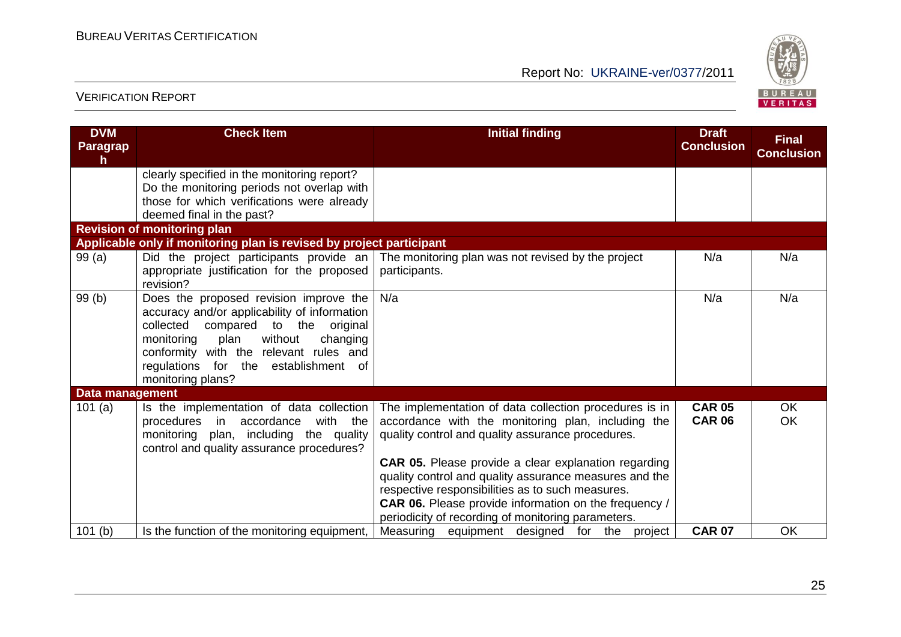| DVM Paragraph | Check Item | Initial finding | Draft Conclusion | Final Conclusion |
|---|---|---|---|---|
| | clearly specified in the monitoring report? Do the monitoring periods not overlap with those for which verifications were already deemed final in the past? | | | |
| **Revision of monitoring plan** | | | | |
| **Applicable only if monitoring plan is revised by project participant** | | | | |
| 99 (a) | Did the project participants provide an appropriate justification for the proposed revision? | The monitoring plan was not revised by the project participants. | N/a | N/a |
| 99 (b) | Does the proposed revision improve the accuracy and/or applicability of information collected compared to the original monitoring plan without changing conformity with the relevant rules and regulations for the establishment of monitoring plans? | N/a | N/a | N/a |
| **Data management** | | | | |
| 101 (a) | Is the implementation of data collection procedures in accordance with the monitoring plan, including the quality control and quality assurance procedures? | The implementation of data collection procedures is in accordance with the monitoring plan, including the quality control and quality assurance procedures.<br><br>**CAR 05.** Please provide a clear explanation regarding quality control and quality assurance measures and the respective responsibilities as to such measures.<br>**CAR 06.** Please provide information on the frequency / periodicity of recording of monitoring parameters. | **CAR 05**<br>**CAR 06** | OK<br>OK |
| 101 (b) | Is the function of the monitoring equipment, | Measuring equipment designed for the project | **CAR 07** | OK |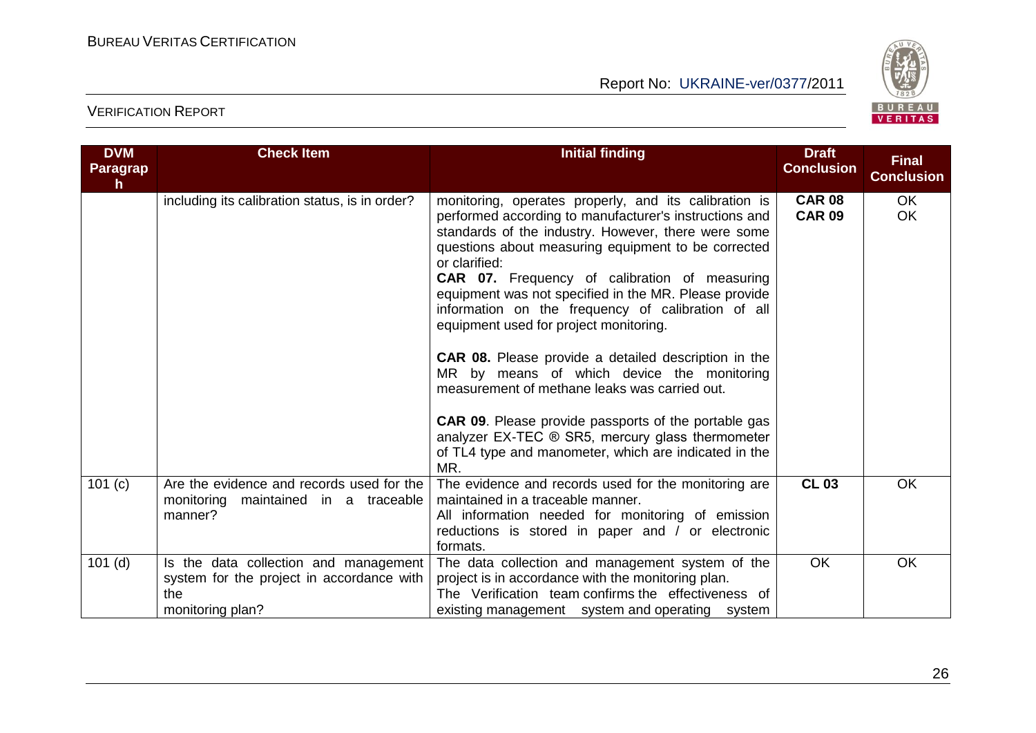| DVM Paragraph | Check Item | Initial finding | Draft Conclusion | Final Conclusion |
|---|---|---|---|---|
| | including its calibration status, is in order? | monitoring, operates properly, and its calibration is performed according to manufacturer's instructions and standards of the industry. However, there were some questions about measuring equipment to be corrected or clarified:<br>**CAR 07.** Frequency of calibration of measuring equipment was not specified in the MR. Please provide information on the frequency of calibration of all equipment used for project monitoring.<br><br>**CAR 08.** Please provide a detailed description in the MR by means of which device the monitoring measurement of methane leaks was carried out.<br><br>**CAR 09**. Please provide passports of the portable gas analyzer EX-TEC ® SR5, mercury glass thermometer of TL4 type and manometer, which are indicated in the MR. | **CAR 08**<br>**CAR 09** | OK<br>OK |
| 101 (c) | Are the evidence and records used for the monitoring maintained in a traceable manner? | The evidence and records used for the monitoring are maintained in a traceable manner.<br>All information needed for monitoring of emission reductions is stored in paper and / or electronic formats. | **CL 03** | OK |
| 101 (d) | Is the data collection and management system for the project in accordance with the monitoring plan? | The data collection and management system of the project is in accordance with the monitoring plan.<br>The Verification team confirms the effectiveness of existing management system and operating system | OK | OK |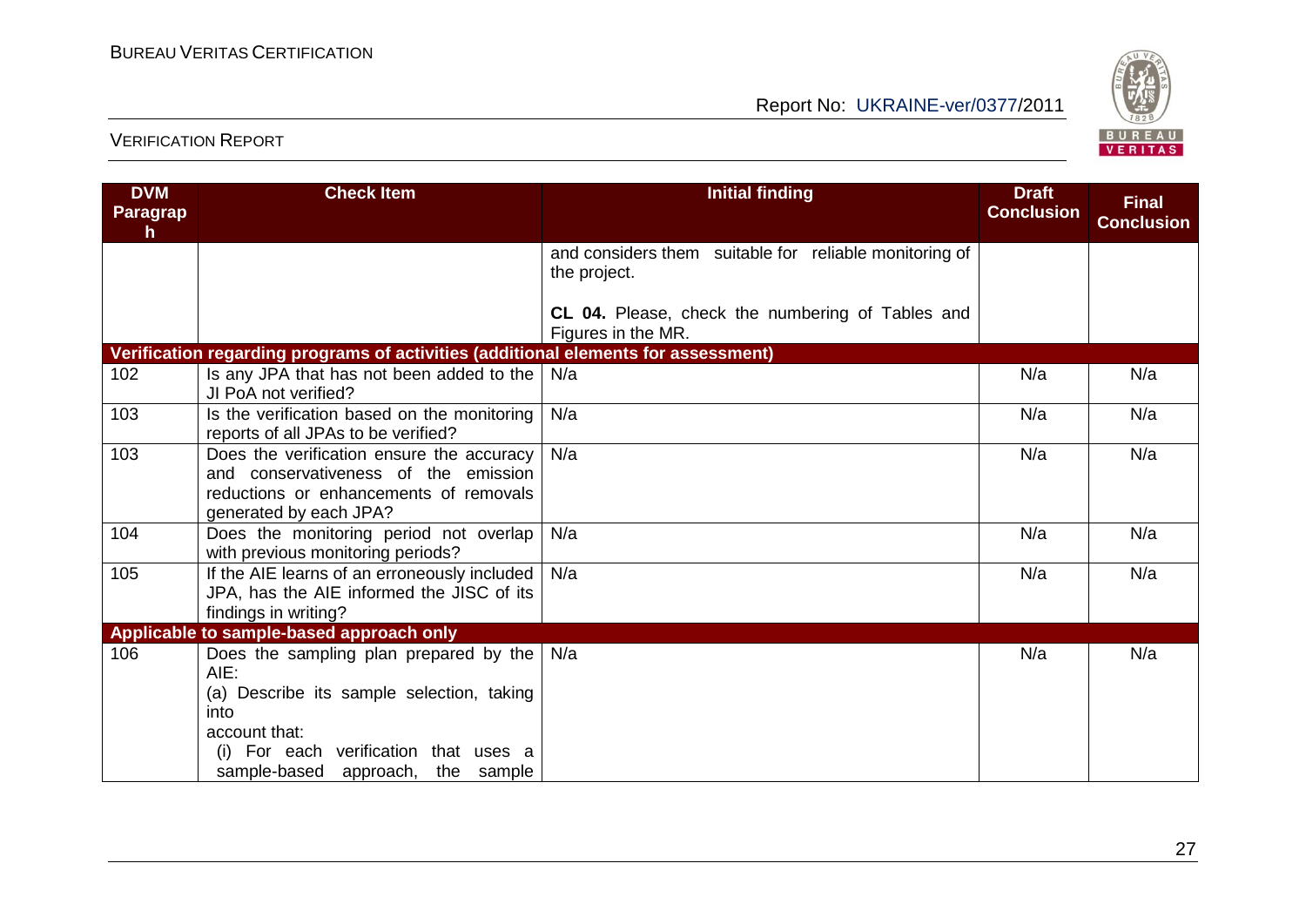| DVM Paragraph | Check Item | Initial finding | Draft Conclusion | Final Conclusion |
|---|---|---|---|---|
| | | and considers them suitable for reliable monitoring of the project.<br><br>**CL 04.** Please, check the numbering of Tables and Figures in the MR. | | |
| **Verification regarding programs of activities (additional elements for assessment)** | | | | |
| 102 | Is any JPA that has not been added to the JI PoA not verified? | N/a | N/a | N/a |
| 103 | Is the verification based on the monitoring reports of all JPAs to be verified? | N/a | N/a | N/a |
| 103 | Does the verification ensure the accuracy and conservativeness of the emission reductions or enhancements of removals generated by each JPA? | N/a | N/a | N/a |
| 104 | Does the monitoring period not overlap with previous monitoring periods? | N/a | N/a | N/a |
| 105 | If the AIE learns of an erroneously included JPA, has the AIE informed the JISC of its findings in writing? | N/a | N/a | N/a |
| **Applicable to sample-based approach only** | | | | |
| 106 | Does the sampling plan prepared by the AIE:<br>(a) Describe its sample selection, taking into account that:<br>(i) For each verification that uses a sample-based approach, the sample | N/a | N/a | N/a |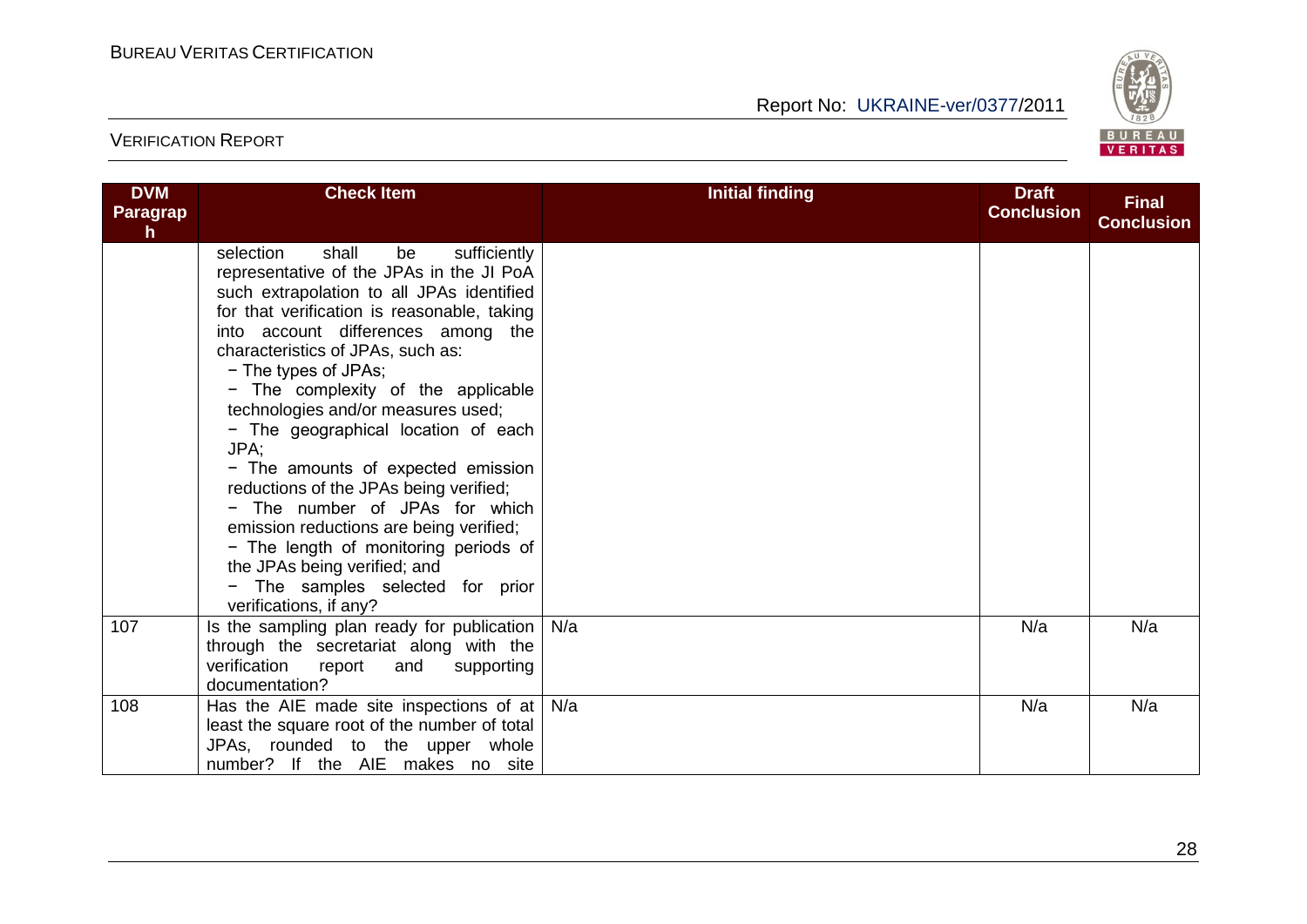| DVM Paragraph | Check Item | Initial finding | Draft Conclusion | Final Conclusion |
|---|---|---|---|---|
| | selection shall be sufficiently representative of the JPAs in the JI PoA such extrapolation to all JPAs identified for that verification is reasonable, taking into account differences among the characteristics of JPAs, such as:<br>− The types of JPAs;<br>− The complexity of the applicable technologies and/or measures used;<br>− The geographical location of each JPA;<br>− The amounts of expected emission reductions of the JPAs being verified;<br>− The number of JPAs for which emission reductions are being verified;<br>− The length of monitoring periods of the JPAs being verified; and<br>− The samples selected for prior verifications, if any? | | | |
| 107 | Is the sampling plan ready for publication through the secretariat along with the verification report and supporting documentation? | N/a | N/a | N/a |
| 108 | Has the AIE made site inspections of at least the square root of the number of total JPAs, rounded to the upper whole number? If the AIE makes no site | N/a | N/a | N/a |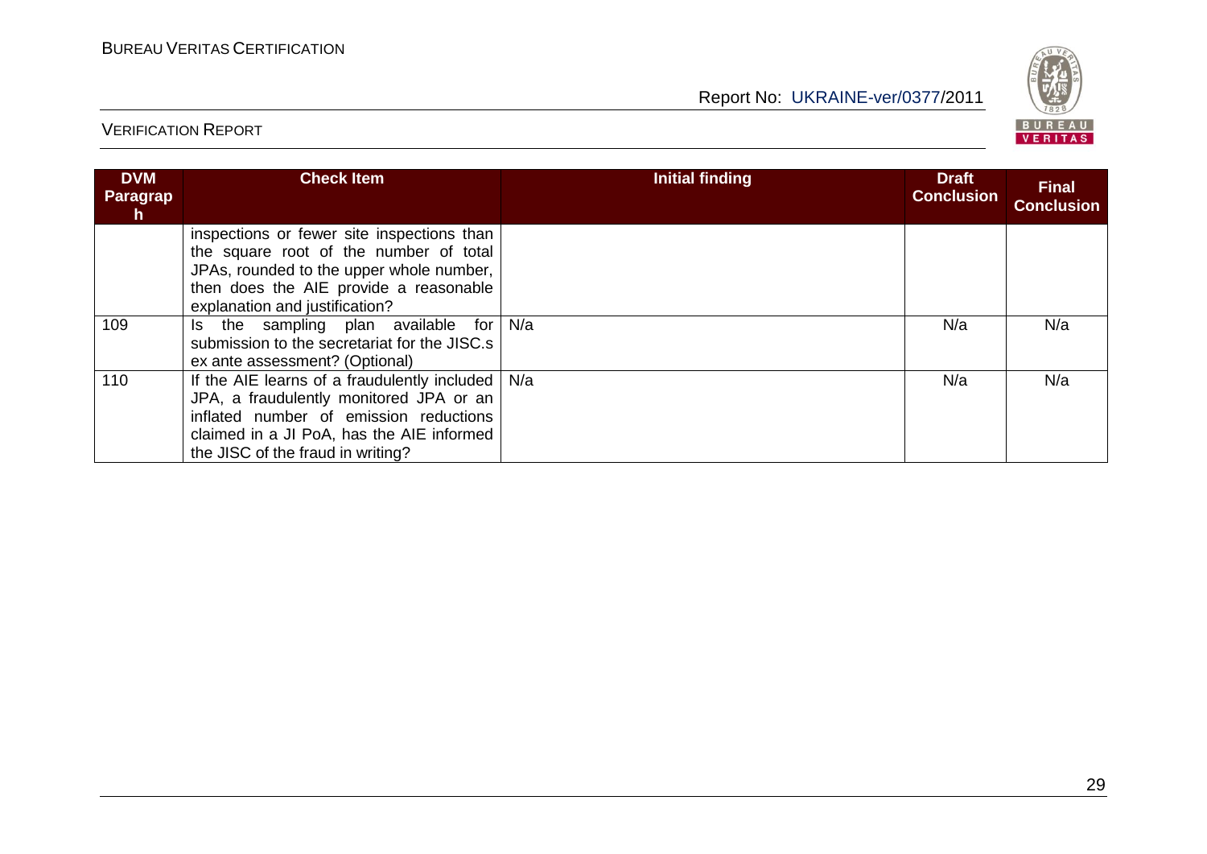| DVM Paragraph | Check Item | Initial finding | Draft Conclusion | Final Conclusion |
|---|---|---|---|---|
| | inspections or fewer site inspections than the square root of the number of total JPAs, rounded to the upper whole number, then does the AIE provide a reasonable explanation and justification? | | | |
| 109 | Is the sampling plan available for submission to the secretariat for the JISC.s ex ante assessment? (Optional) | N/a | N/a | N/a |
| 110 | If the AIE learns of a fraudulently included JPA, a fraudulently monitored JPA or an inflated number of emission reductions claimed in a JI PoA, has the AIE informed the JISC of the fraud in writing? | N/a | N/a | N/a |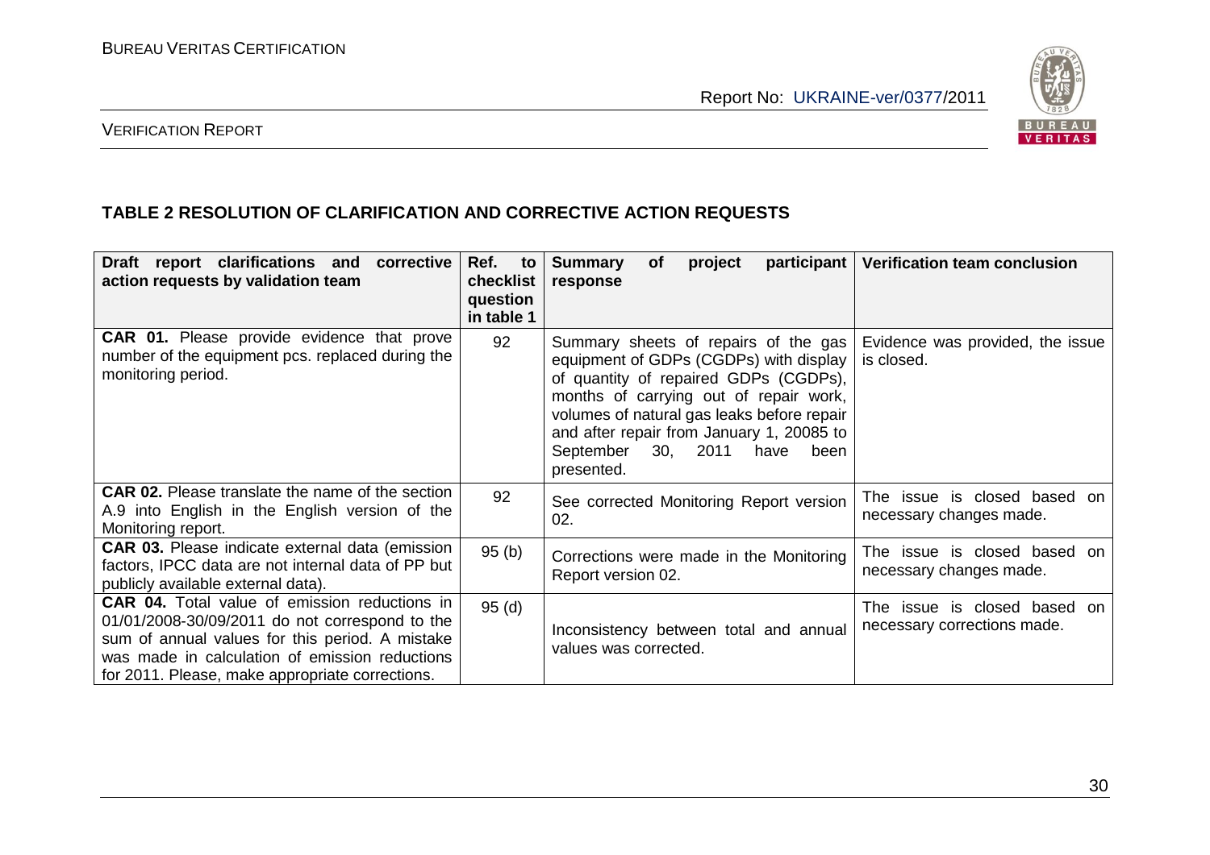**TABLE 2 RESOLUTION OF CLARIFICATION AND CORRECTIVE ACTION REQUESTS**

| Draft report clarifications and corrective action requests by validation team | Ref. to checklist question in table 1 | Summary of project participant response | Verification team conclusion |
|---|---|---|---|
| **CAR 01.** Please provide evidence that prove number of the equipment pcs. replaced during the monitoring period. | 92 | Summary sheets of repairs of the gas equipment of GDPs (CGDPs) with display of quantity of repaired GDPs (CGDPs), months of carrying out of repair work, volumes of natural gas leaks before repair and after repair from January 1, 20085 to September 30, 2011 have been presented. | Evidence was provided, the issue is closed. |
| **CAR 02.** Please translate the name of the section A.9 into English in the English version of the Monitoring report. | 92 | See corrected Monitoring Report version 02. | The issue is closed based on necessary changes made. |
| **CAR 03.** Please indicate external data (emission factors, IPCC data are not internal data of PP but publicly available external data). | 95 (b) | Corrections were made in the Monitoring Report version 02. | The issue is closed based on necessary changes made. |
| **CAR 04.** Total value of emission reductions in 01/01/2008-30/09/2011 do not correspond to the sum of annual values for this period. A mistake was made in calculation of emission reductions for 2011. Please, make appropriate corrections. | 95 (d) | Inconsistency between total and annual values was corrected. | The issue is closed based on necessary corrections made. |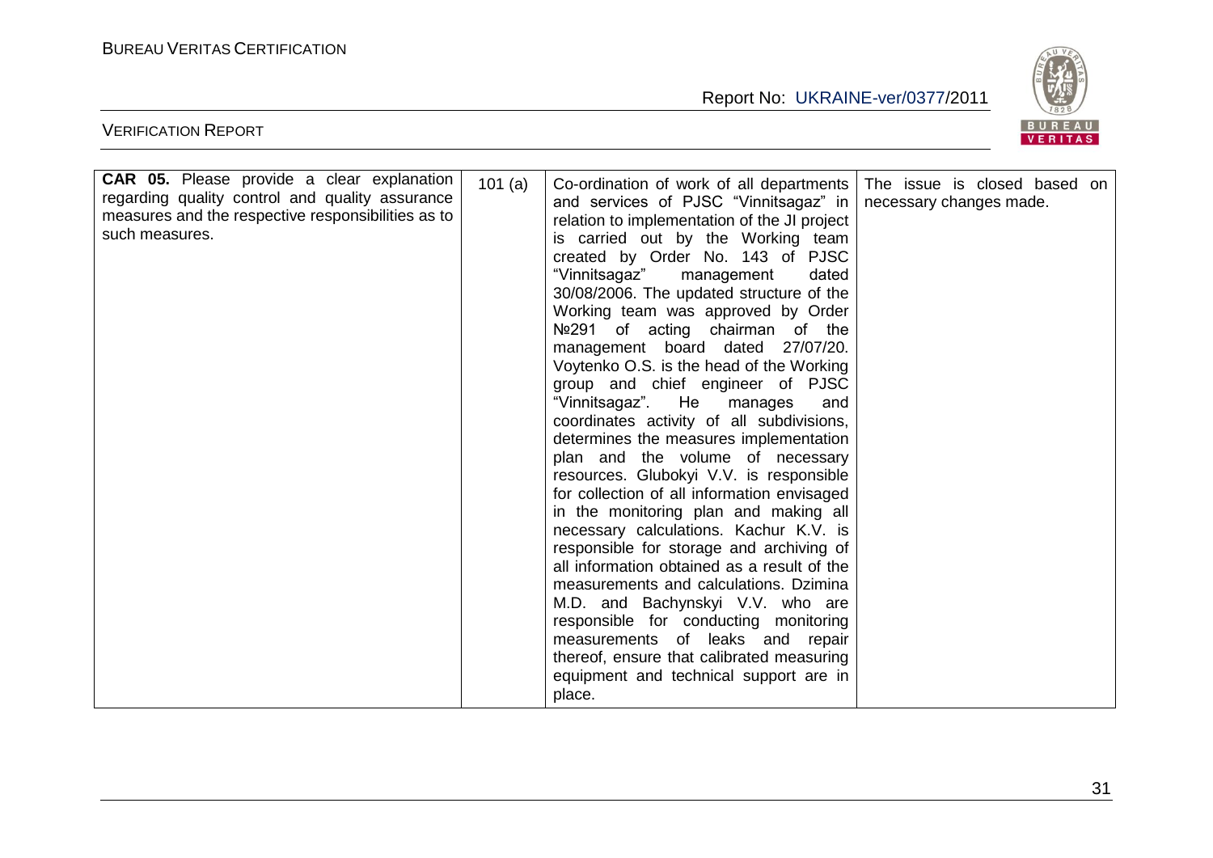| **CAR 05.** Please provide a clear explanation regarding quality control and quality assurance measures and the respective responsibilities as to such measures. | 101 (a) | Co-ordination of work of all departments and services of PJSC "Vinnitsagaz" in relation to implementation of the JI project is carried out by the Working team created by Order No. 143 of PJSC "Vinnitsagaz" management dated 30/08/2006. The updated structure of the Working team was approved by Order №291 of acting chairman of the management board dated 27/07/20. Voytenko O.S. is the head of the Working group and chief engineer of PJSC "Vinnitsagaz". He manages and coordinates activity of all subdivisions, determines the measures implementation plan and the volume of necessary resources. Glubokyi V.V. is responsible for collection of all information envisaged in the monitoring plan and making all necessary calculations. Kachur K.V. is responsible for storage and archiving of all information obtained as a result of the measurements and calculations. Dzimina M.D. and Bachynskyi V.V. who are responsible for conducting monitoring measurements of leaks and repair thereof, ensure that calibrated measuring equipment and technical support are in place. | The issue is closed based on necessary changes made. |
|---|---|---|---|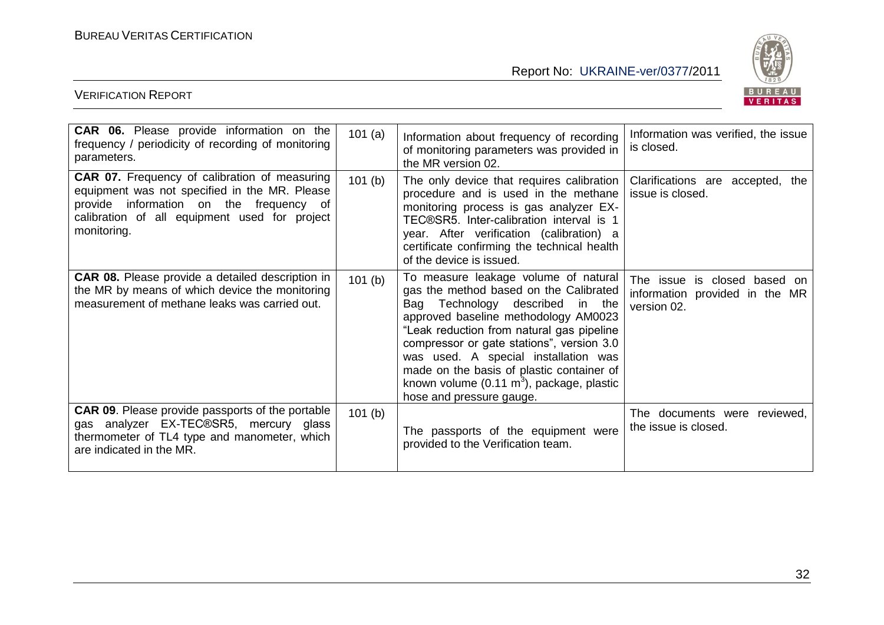| | | | |
|---|---|---|---|
| **CAR 06.** Please provide information on the frequency / periodicity of recording of monitoring parameters. | 101 (a) | Information about frequency of recording of monitoring parameters was provided in the MR version 02. | Information was verified, the issue is closed. |
| **CAR 07.** Frequency of calibration of measuring equipment was not specified in the MR. Please provide information on the frequency of calibration of all equipment used for project monitoring. | 101 (b) | The only device that requires calibration procedure and is used in the methane monitoring process is gas analyzer EX-TEC®SR5. Inter-calibration interval is 1 year. After verification (calibration) a certificate confirming the technical health of the device is issued. | Clarifications are accepted, the issue is closed. |
| **CAR 08.** Please provide a detailed description in the MR by means of which device the monitoring measurement of methane leaks was carried out. | 101 (b) | To measure leakage volume of natural gas the method based on the Calibrated Bag Technology described in the approved baseline methodology AM0023 "Leak reduction from natural gas pipeline compressor or gate stations", version 3.0 was used. A special installation was made on the basis of plastic container of known volume (0.11 $m^3$), package, plastic hose and pressure gauge. | The issue is closed based on information provided in the MR version 02. |
| **CAR 09**. Please provide passports of the portable gas analyzer EX-TEC®SR5, mercury glass thermometer of TL4 type and manometer, which are indicated in the MR. | 101 (b) | The passports of the equipment were provided to the Verification team. | The documents were reviewed, the issue is closed. |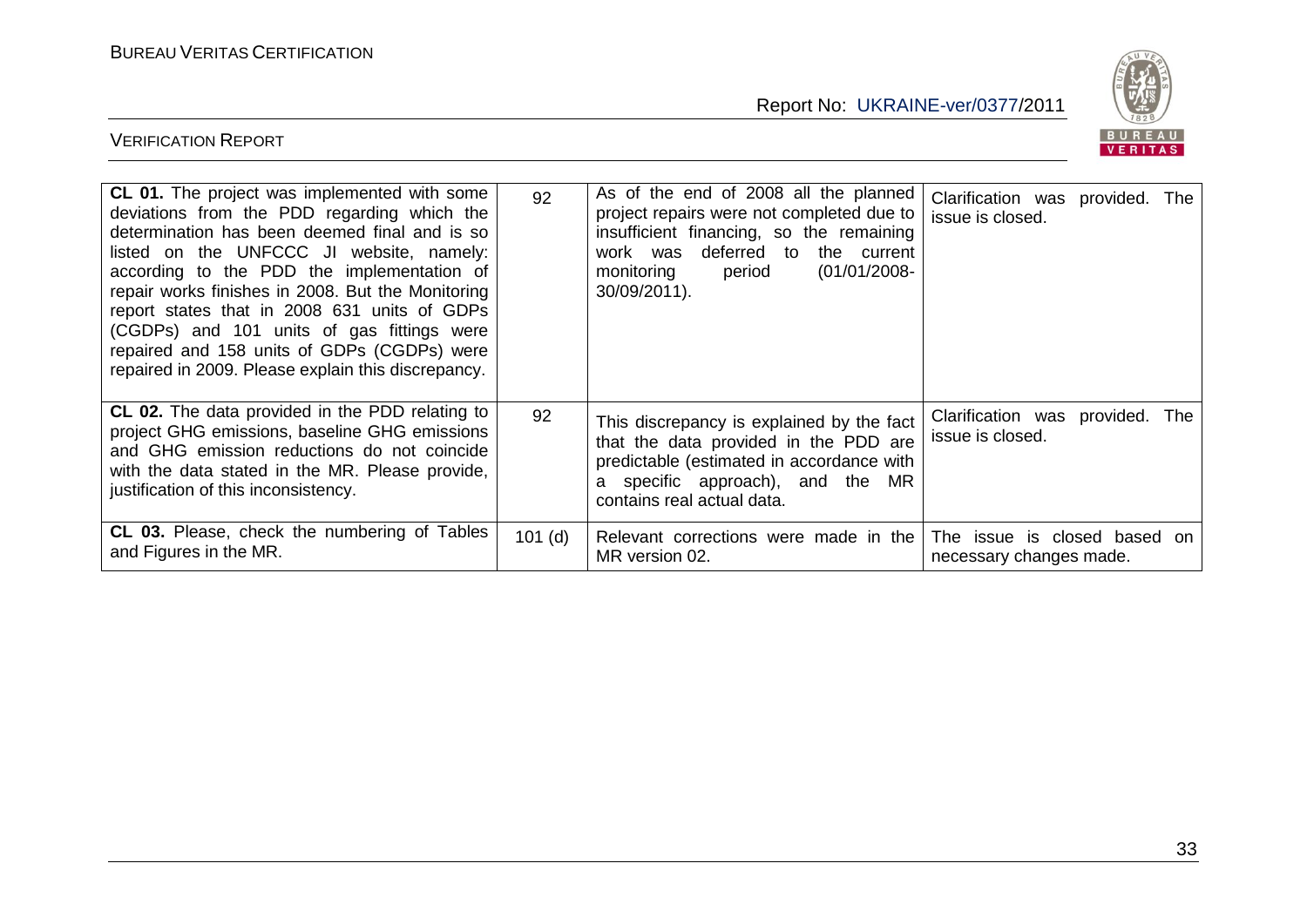| | | | |
|---|---|---|---|
| **CL 01.** The project was implemented with some deviations from the PDD regarding which the determination has been deemed final and is so listed on the UNFCCC JI website, namely: according to the PDD the implementation of repair works finishes in 2008. But the Monitoring report states that in 2008 631 units of GDPs (CGDPs) and 101 units of gas fittings were repaired and 158 units of GDPs (CGDPs) were repaired in 2009. Please explain this discrepancy. | 92 | As of the end of 2008 all the planned project repairs were not completed due to insufficient financing, so the remaining work was deferred to the current monitoring period (01/01/2008-30/09/2011). | Clarification was provided. The issue is closed. |
| **CL 02.** The data provided in the PDD relating to project GHG emissions, baseline GHG emissions and GHG emission reductions do not coincide with the data stated in the MR. Please provide, justification of this inconsistency. | 92 | This discrepancy is explained by the fact that the data provided in the PDD are predictable (estimated in accordance with a specific approach), and the MR contains real actual data. | Clarification was provided. The issue is closed. |
| **CL 03.** Please, check the numbering of Tables and Figures in the MR. | 101 (d) | Relevant corrections were made in the MR version 02. | The issue is closed based on necessary changes made. |